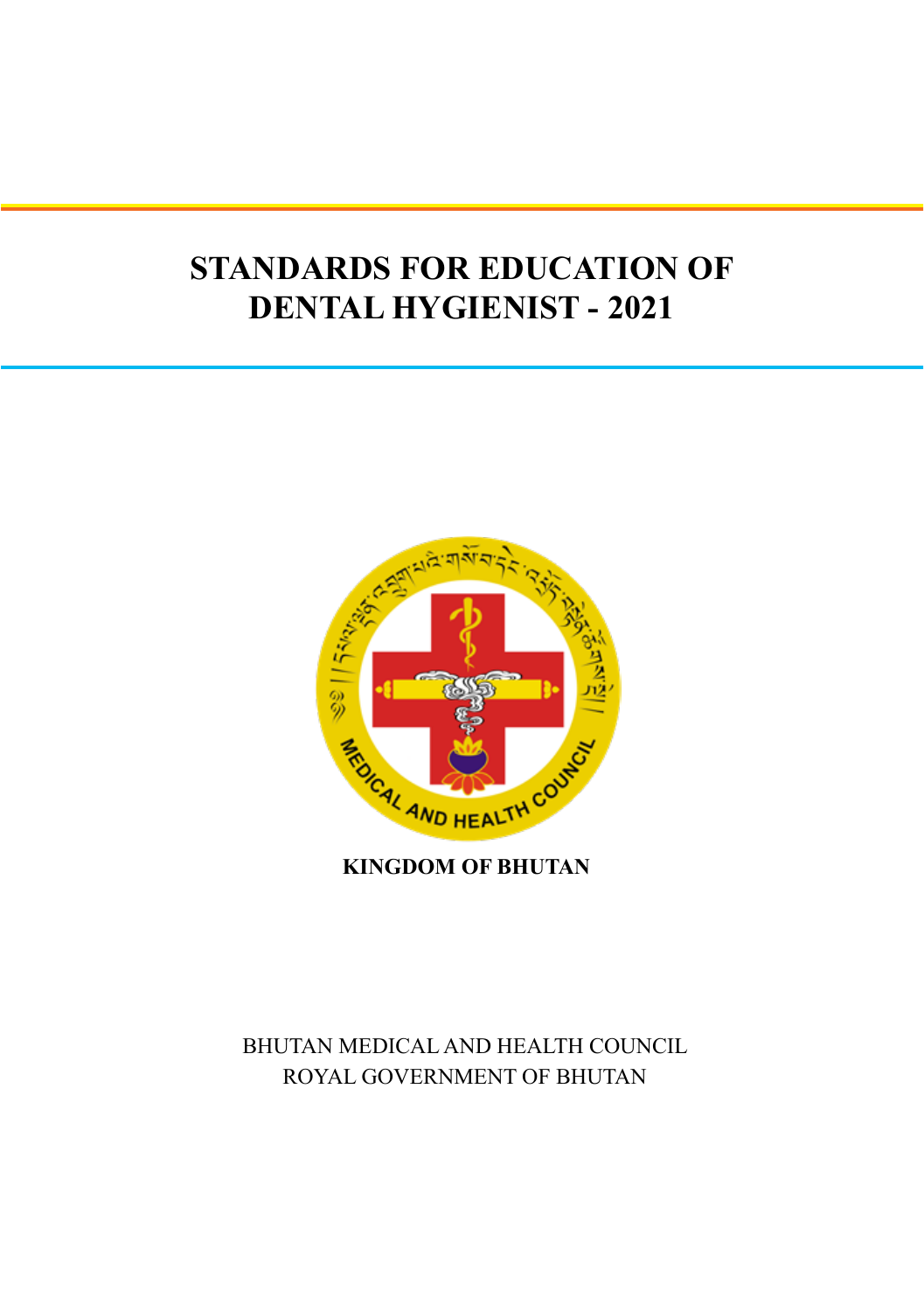# STANDARDS FOR EDUCATION OF DENTAL HYGIENIST - 2021

**KINGDOM OF BHUTAN**

BHUTAN MEDICAL AND HEALTH COUNCIL
ROYAL GOVERNMENT OF BHUTAN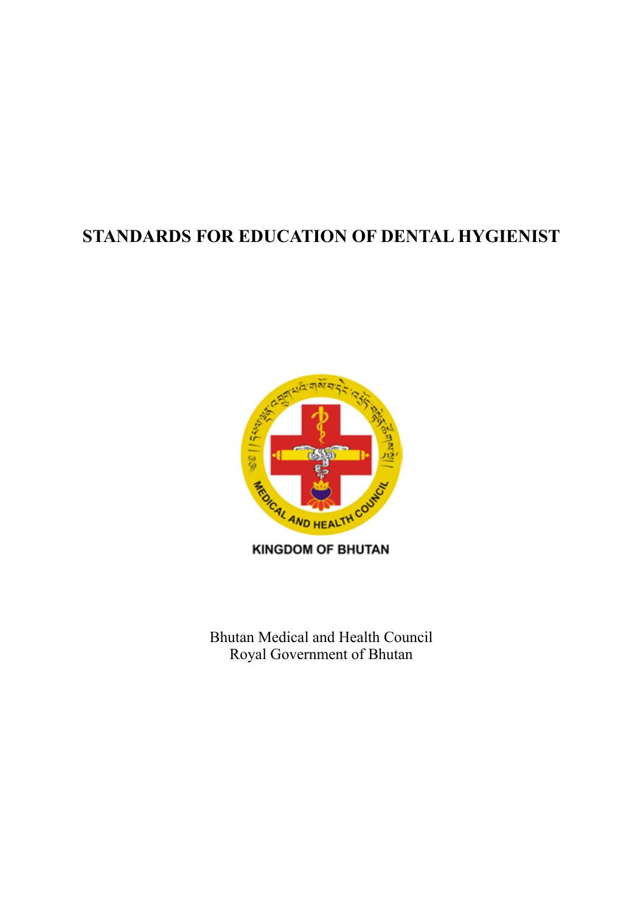# STANDARDS FOR EDUCATION OF DENTAL HYGIENIST

KINGDOM OF BHUTAN

Bhutan Medical and Health Council
Royal Government of Bhutan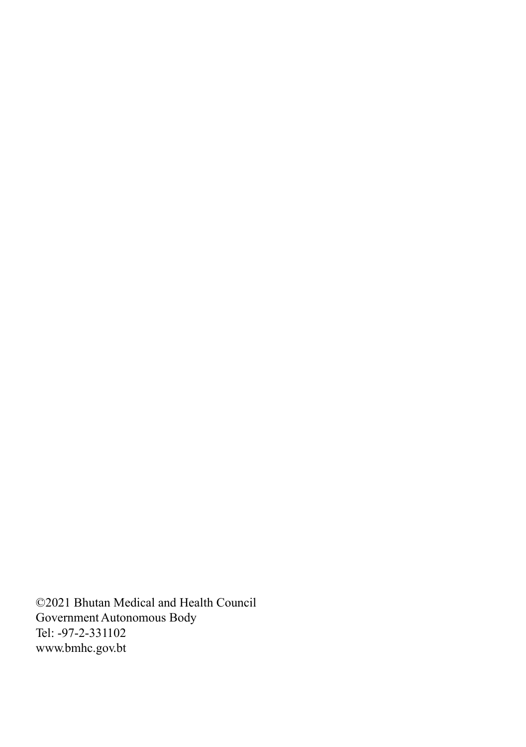©2021 Bhutan Medical and Health Council
Government Autonomous Body
Tel: -97-2-331102
www.bmhc.gov.bt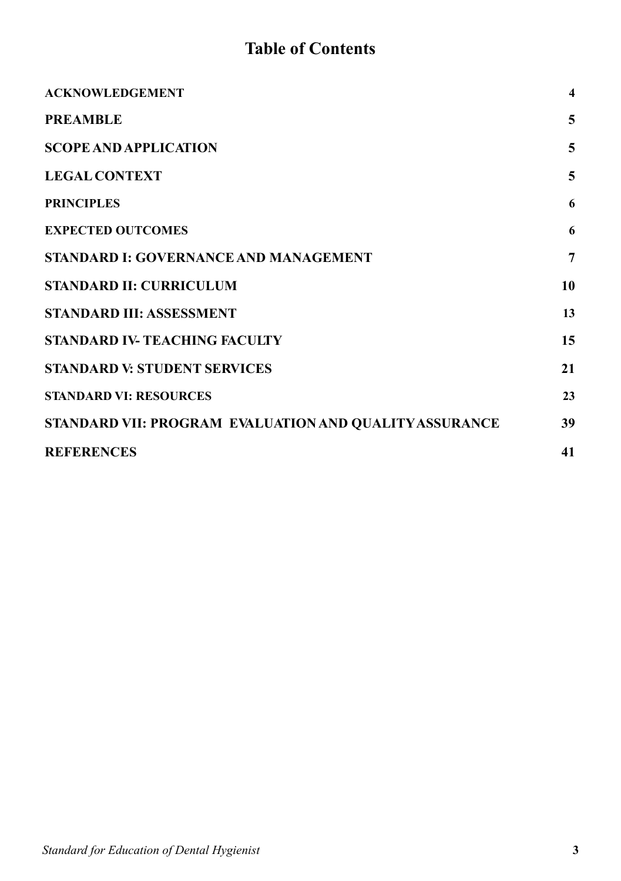# Table of Contents

| | |
|---|---|
| **ACKNOWLEDGEMENT** | **4** |
| **PREAMBLE** | **5** |
| **SCOPE AND APPLICATION** | **5** |
| **LEGAL CONTEXT** | **5** |
| **PRINCIPLES** | **6** |
| **EXPECTED OUTCOMES** | **6** |
| **STANDARD I: GOVERNANCE AND MANAGEMENT** | **7** |
| **STANDARD II: CURRICULUM** | **10** |
| **STANDARD III: ASSESSMENT** | **13** |
| **STANDARD IV- TEACHING FACULTY** | **15** |
| **STANDARD V: STUDENT SERVICES** | **21** |
| **STANDARD VI: RESOURCES** | **23** |
| **STANDARD VII: PROGRAM EVALUATION AND QUALITY ASSURANCE** | **39** |
| **REFERENCES** | **41** |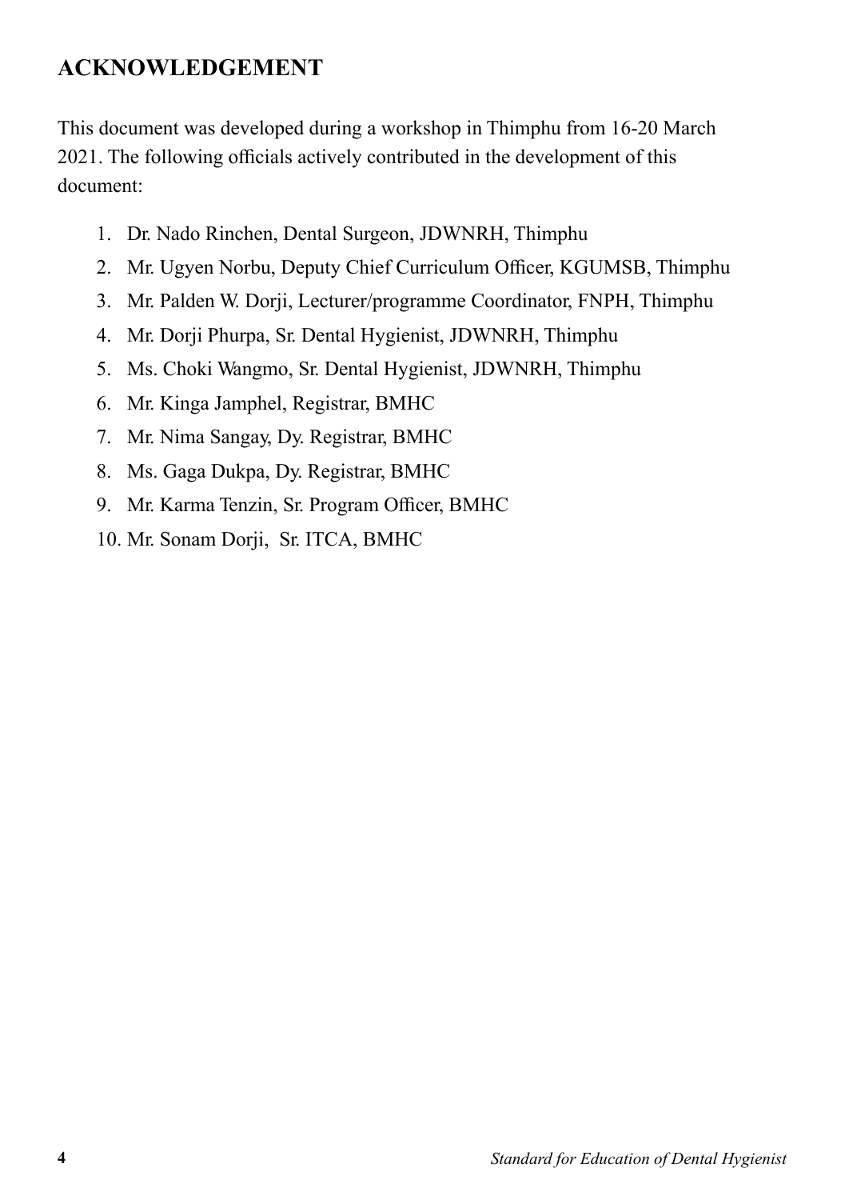## ACKNOWLEDGEMENT

This document was developed during a workshop in Thimphu from 16-20 March 2021. The following officials actively contributed in the development of this document:

1. Dr. Nado Rinchen, Dental Surgeon, JDWNRH, Thimphu
2. Mr. Ugyen Norbu, Deputy Chief Curriculum Officer, KGUMSB, Thimphu
3. Mr. Palden W. Dorji, Lecturer/programme Coordinator, FNPH, Thimphu
4. Mr. Dorji Phurpa, Sr. Dental Hygienist, JDWNRH, Thimphu
5. Ms. Choki Wangmo, Sr. Dental Hygienist, JDWNRH, Thimphu
6. Mr. Kinga Jamphel, Registrar, BMHC
7. Mr. Nima Sangay, Dy. Registrar, BMHC
8. Ms. Gaga Dukpa, Dy. Registrar, BMHC
9. Mr. Karma Tenzin, Sr. Program Officer, BMHC
10. Mr. Sonam Dorji, Sr. ITCA, BMHC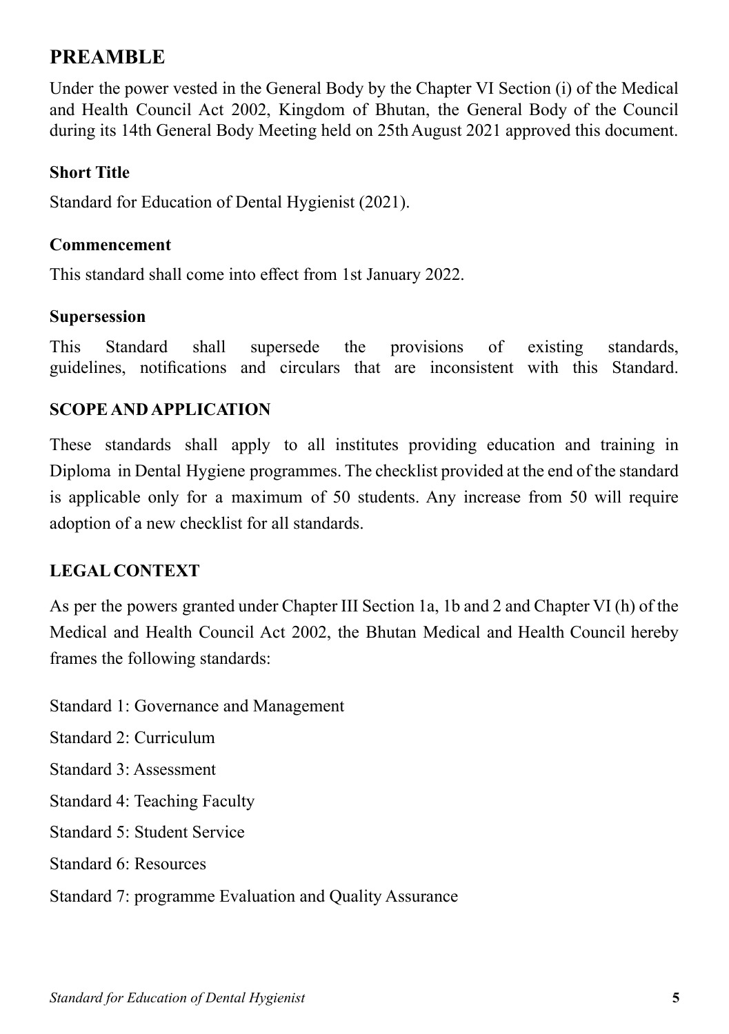## PREAMBLE

Under the power vested in the General Body by the Chapter VI Section (i) of the Medical and Health Council Act 2002, Kingdom of Bhutan, the General Body of the Council during its 14th General Body Meeting held on 25th August 2021 approved this document.

### Short Title

Standard for Education of Dental Hygienist (2021).

### Commencement

This standard shall come into effect from 1st January 2022.

### Supersession

This Standard shall supersede the provisions of existing standards, guidelines, notifications and circulars that are inconsistent with this Standard.

### SCOPE AND APPLICATION

These standards shall apply to all institutes providing education and training in Diploma in Dental Hygiene programmes. The checklist provided at the end of the standard is applicable only for a maximum of 50 students. Any increase from 50 will require adoption of a new checklist for all standards.

### LEGAL CONTEXT

As per the powers granted under Chapter III Section 1a, 1b and 2 and Chapter VI (h) of the Medical and Health Council Act 2002, the Bhutan Medical and Health Council hereby frames the following standards:

Standard 1: Governance and Management

Standard 2: Curriculum

Standard 3: Assessment

Standard 4: Teaching Faculty

Standard 5: Student Service

Standard 6: Resources

Standard 7: programme Evaluation and Quality Assurance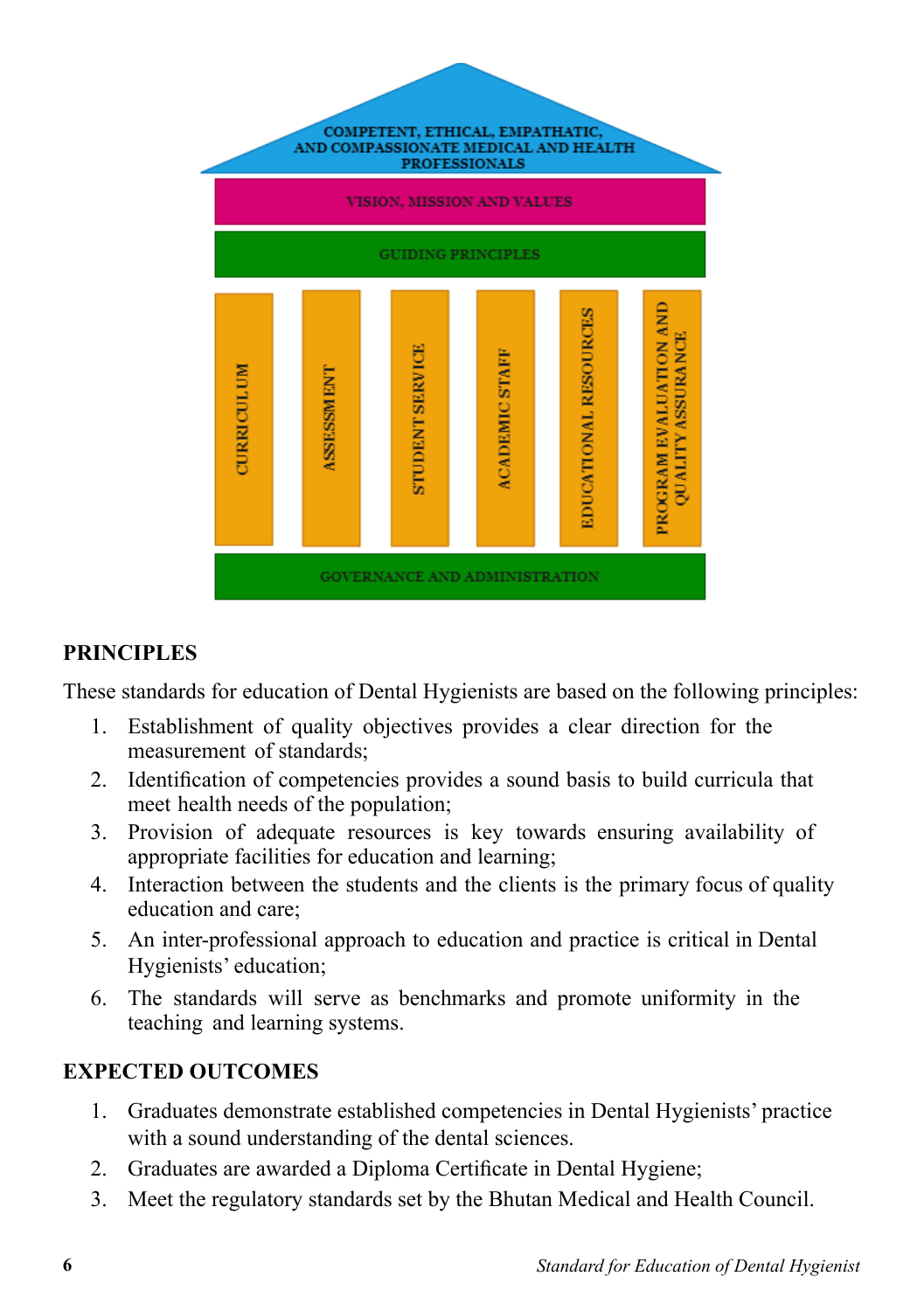COMPETENT, ETHICAL, EMPATHATIC, AND COMPASSIONATE MEDICAL AND HEALTH PROFESSIONALS

VISION, MISSION AND VALUES

GUIDING PRINCIPLES

CURRICULUM | ASSESSMENT | STUDENT SERVICE | ACADEMIC STAFF | EDUCATIONAL RESOURCES | PROGRAM EVALUATION AND QUALITY ASSURANCE

GOVERNANCE AND ADMINISTRATION

## PRINCIPLES

These standards for education of Dental Hygienists are based on the following principles:

1. Establishment of quality objectives provides a clear direction for the measurement of standards;
2. Identification of competencies provides a sound basis to build curricula that meet health needs of the population;
3. Provision of adequate resources is key towards ensuring availability of appropriate facilities for education and learning;
4. Interaction between the students and the clients is the primary focus of quality education and care;
5. An inter-professional approach to education and practice is critical in Dental Hygienists' education;
6. The standards will serve as benchmarks and promote uniformity in the teaching and learning systems.

## EXPECTED OUTCOMES

1. Graduates demonstrate established competencies in Dental Hygienists' practice with a sound understanding of the dental sciences.
2. Graduates are awarded a Diploma Certificate in Dental Hygiene;
3. Meet the regulatory standards set by the Bhutan Medical and Health Council.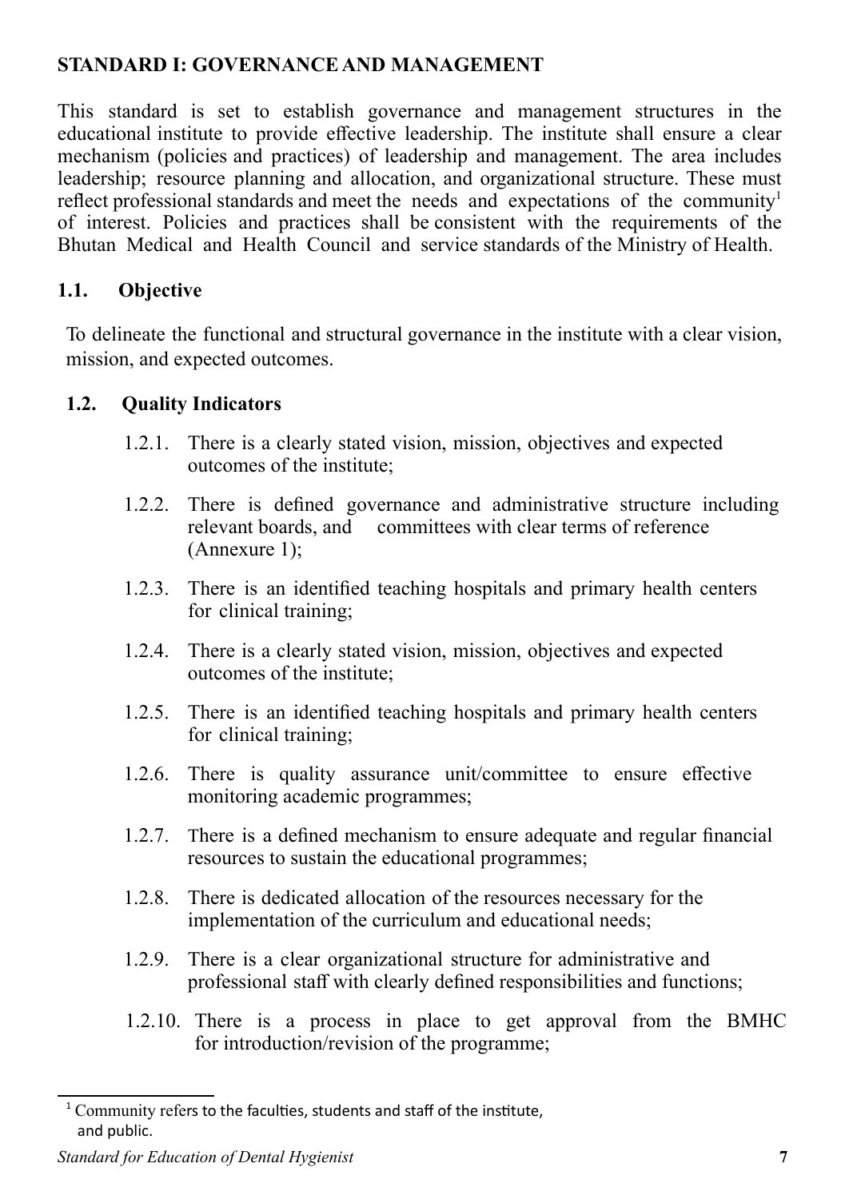## STANDARD I: GOVERNANCE AND MANAGEMENT

This standard is set to establish governance and management structures in the educational institute to provide effective leadership. The institute shall ensure a clear mechanism (policies and practices) of leadership and management. The area includes leadership; resource planning and allocation, and organizational structure. These must reflect professional standards and meet the needs and expectations of the community[1] of interest. Policies and practices shall be consistent with the requirements of the Bhutan Medical and Health Council and service standards of the Ministry of Health.

### 1.1. Objective

To delineate the functional and structural governance in the institute with a clear vision, mission, and expected outcomes.

### 1.2. Quality Indicators

1.2.1. There is a clearly stated vision, mission, objectives and expected outcomes of the institute;

1.2.2. There is defined governance and administrative structure including relevant boards, and committees with clear terms of reference (Annexure 1);

1.2.3. There is an identified teaching hospitals and primary health centers for clinical training;

1.2.4. There is a clearly stated vision, mission, objectives and expected outcomes of the institute;

1.2.5. There is an identified teaching hospitals and primary health centers for clinical training;

1.2.6. There is quality assurance unit/committee to ensure effective monitoring academic programmes;

1.2.7. There is a defined mechanism to ensure adequate and regular financial resources to sustain the educational programmes;

1.2.8. There is dedicated allocation of the resources necessary for the implementation of the curriculum and educational needs;

1.2.9. There is a clear organizational structure for administrative and professional staff with clearly defined responsibilities and functions;

1.2.10. There is a process in place to get approval from the BMHC for introduction/revision of the programme;

---

[1] Community refers to the faculties, students and staff of the institute, and public.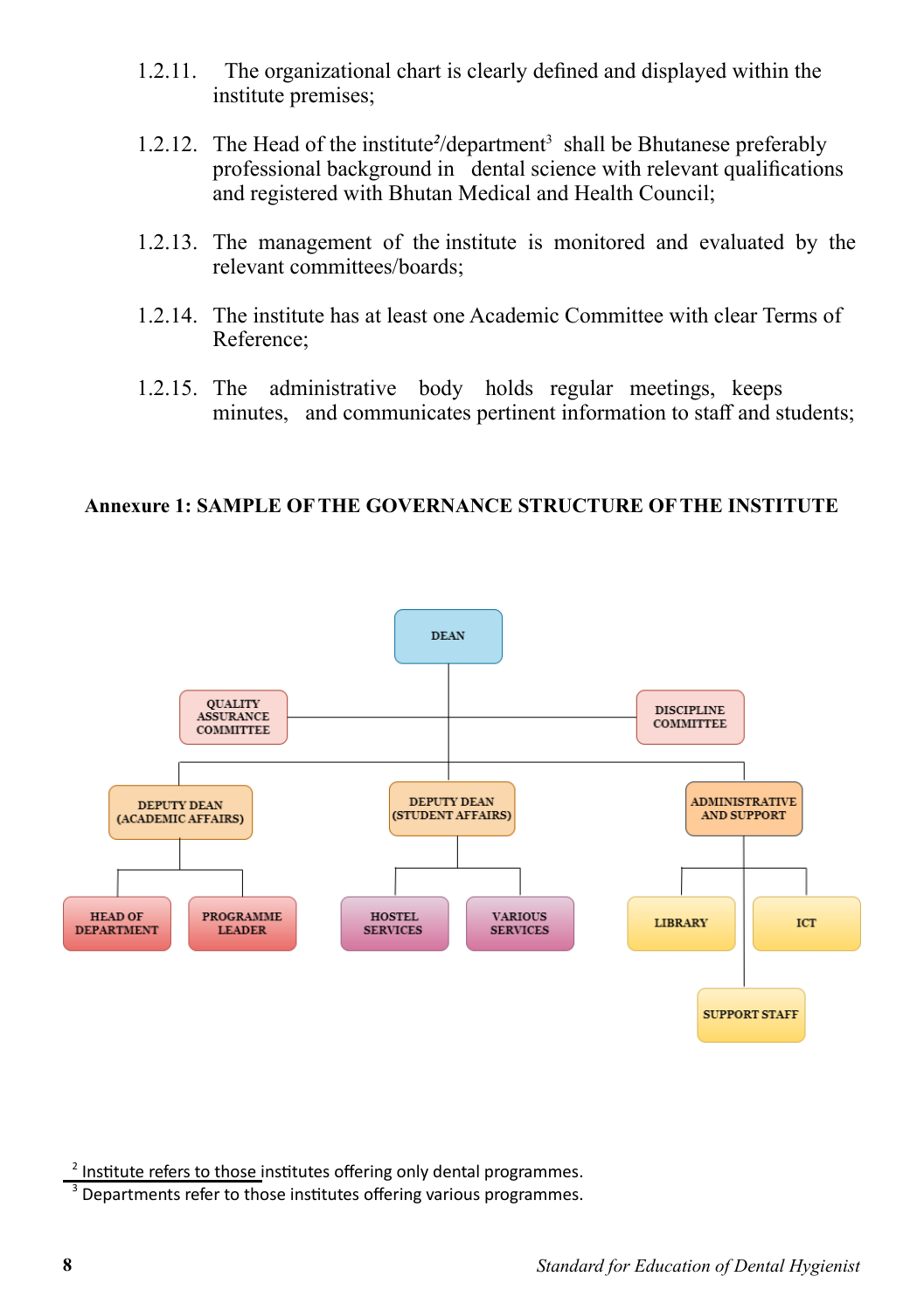1.2.11. The organizational chart is clearly defined and displayed within the institute premises;

1.2.12. The Head of the institute[2]/department[3] shall be Bhutanese preferably professional background in dental science with relevant qualifications and registered with Bhutan Medical and Health Council;

1.2.13. The management of the institute is monitored and evaluated by the relevant committees/boards;

1.2.14. The institute has at least one Academic Committee with clear Terms of Reference;

1.2.15. The administrative body holds regular meetings, keeps minutes, and communicates pertinent information to staff and students;

**Annexure 1: SAMPLE OF THE GOVERNANCE STRUCTURE OF THE INSTITUTE**

- DEAN
  - QUALITY ASSURANCE COMMITTEE
  - DISCIPLINE COMMITTEE
  - DEPUTY DEAN (ACADEMIC AFFAIRS)
    - HEAD OF DEPARTMENT
    - PROGRAMME LEADER
  - DEPUTY DEAN (STUDENT AFFAIRS)
    - HOSTEL SERVICES
    - VARIOUS SERVICES
  - ADMINISTRATIVE AND SUPPORT
    - LIBRARY
    - ICT
    - SUPPORT STAFF

[2] Institute refers to those institutes offering only dental programmes.

[3] Departments refer to those institutes offering various programmes.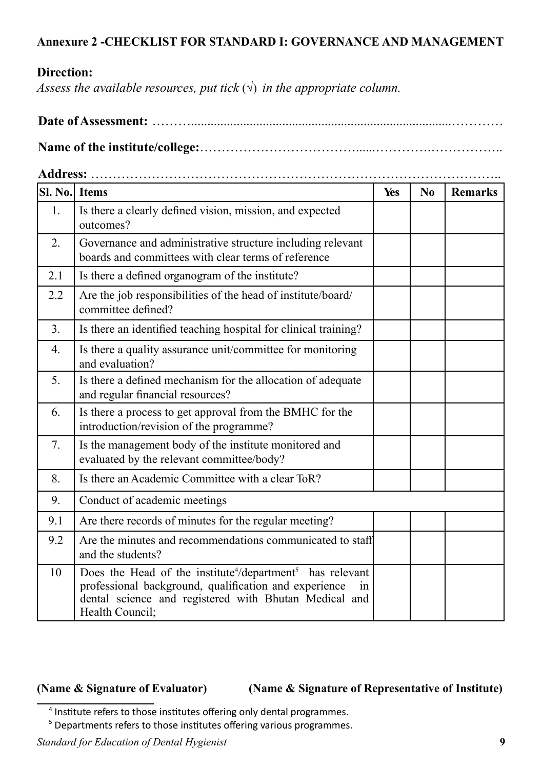## Annexure 2 -CHECKLIST FOR STANDARD I: GOVERNANCE AND MANAGEMENT

**Direction:**

*Assess the available resources, put tick (√) in the appropriate column.*

**Date of Assessment:** ………........................................................................…………

**Name of the institute/college:**……………………………….....………….……………..

**Address:** ………………………………………………………………………………..

| Sl. No. | Items | Yes | No | Remarks |
|---|---|---|---|---|
| 1. | Is there a clearly defined vision, mission, and expected outcomes? | | | |
| 2. | Governance and administrative structure including relevant boards and committees with clear terms of reference | | | |
| 2.1 | Is there a defined organogram of the institute? | | | |
| 2.2 | Are the job responsibilities of the head of institute/board/ committee defined? | | | |
| 3. | Is there an identified teaching hospital for clinical training? | | | |
| 4. | Is there a quality assurance unit/committee for monitoring and evaluation? | | | |
| 5. | Is there a defined mechanism for the allocation of adequate and regular financial resources? | | | |
| 6. | Is there a process to get approval from the BMHC for the introduction/revision of the programme? | | | |
| 7. | Is the management body of the institute monitored and evaluated by the relevant committee/body? | | | |
| 8. | Is there an Academic Committee with a clear ToR? | | | |
| 9. | Conduct of academic meetings | | | |
| 9.1 | Are there records of minutes for the regular meeting? | | | |
| 9.2 | Are the minutes and recommendations communicated to staff and the students? | | | |
| 10 | Does the Head of the institute[4]/department[5] has relevant professional background, qualification and experience in dental science and registered with Bhutan Medical and Health Council; | | | |

**(Name & Signature of Evaluator)** **(Name & Signature of Representative of Institute)**

[4] Institute refers to those institutes offering only dental programmes.

[5] Departments refers to those institutes offering various programmes.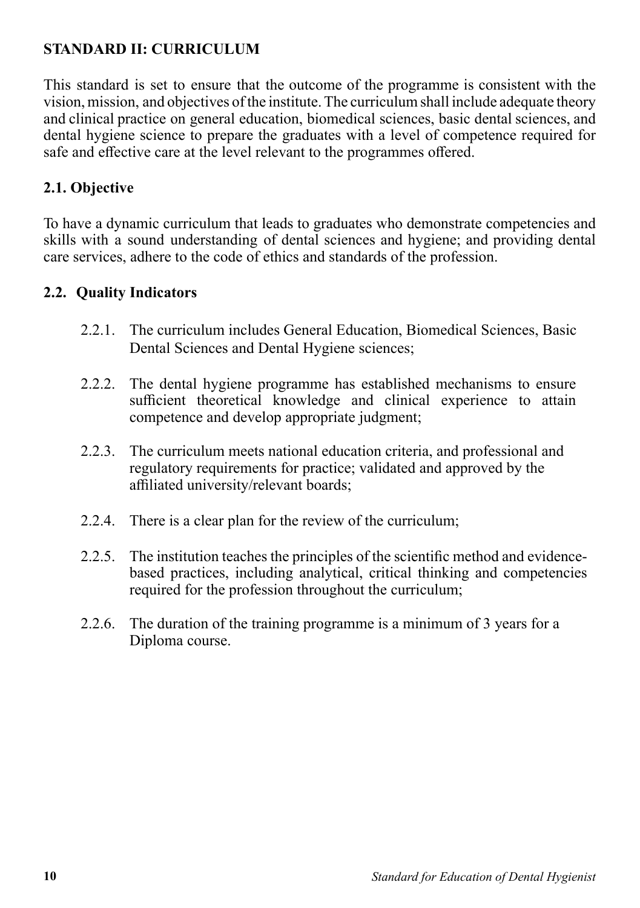## STANDARD II: CURRICULUM

This standard is set to ensure that the outcome of the programme is consistent with the vision, mission, and objectives of the institute. The curriculum shall include adequate theory and clinical practice on general education, biomedical sciences, basic dental sciences, and dental hygiene science to prepare the graduates with a level of competence required for safe and effective care at the level relevant to the programmes offered.

### 2.1. Objective

To have a dynamic curriculum that leads to graduates who demonstrate competencies and skills with a sound understanding of dental sciences and hygiene; and providing dental care services, adhere to the code of ethics and standards of the profession.

### 2.2. Quality Indicators

- 2.2.1. The curriculum includes General Education, Biomedical Sciences, Basic Dental Sciences and Dental Hygiene sciences;
- 2.2.2. The dental hygiene programme has established mechanisms to ensure sufficient theoretical knowledge and clinical experience to attain competence and develop appropriate judgment;
- 2.2.3. The curriculum meets national education criteria, and professional and regulatory requirements for practice; validated and approved by the affiliated university/relevant boards;
- 2.2.4. There is a clear plan for the review of the curriculum;
- 2.2.5. The institution teaches the principles of the scientific method and evidence-based practices, including analytical, critical thinking and competencies required for the profession throughout the curriculum;
- 2.2.6. The duration of the training programme is a minimum of 3 years for a Diploma course.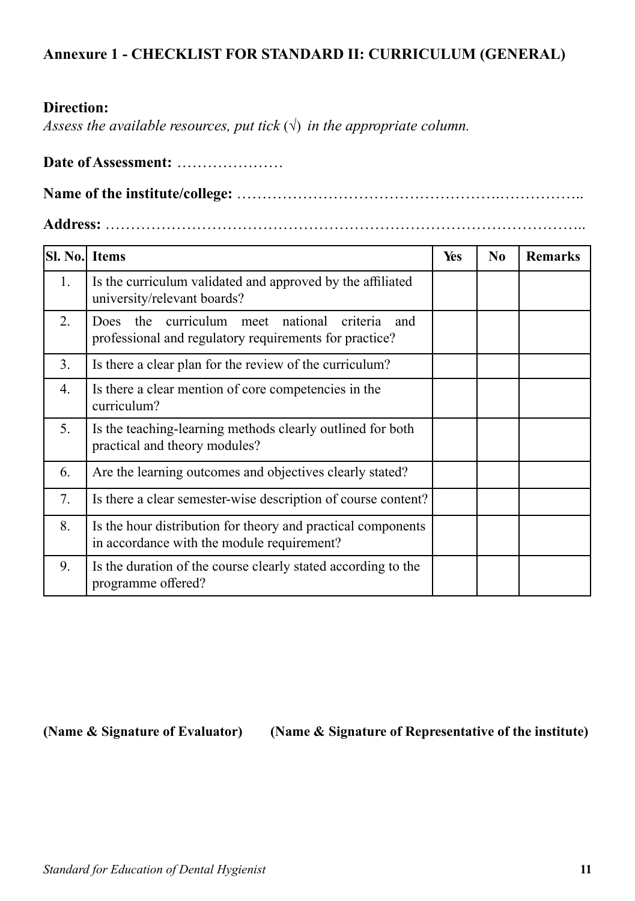## Annexure 1 - CHECKLIST FOR STANDARD II: CURRICULUM (GENERAL)

**Direction:**
*Assess the available resources, put tick (√) in the appropriate column.*

**Date of Assessment:** …………………

**Name of the institute/college:** ………………………………………….……………..

**Address:** ………………………………………………………………………………..

| Sl. No. | Items | Yes | No | Remarks |
|---|---|---|---|---|
| 1. | Is the curriculum validated and approved by the affiliated university/relevant boards? | | | |
| 2. | Does the curriculum meet national criteria and professional and regulatory requirements for practice? | | | |
| 3. | Is there a clear plan for the review of the curriculum? | | | |
| 4. | Is there a clear mention of core competencies in the curriculum? | | | |
| 5. | Is the teaching-learning methods clearly outlined for both practical and theory modules? | | | |
| 6. | Are the learning outcomes and objectives clearly stated? | | | |
| 7. | Is there a clear semester-wise description of course content? | | | |
| 8. | Is the hour distribution for theory and practical components in accordance with the module requirement? | | | |
| 9. | Is the duration of the course clearly stated according to the programme offered? | | | |

**(Name & Signature of Evaluator)** **(Name & Signature of Representative of the institute)**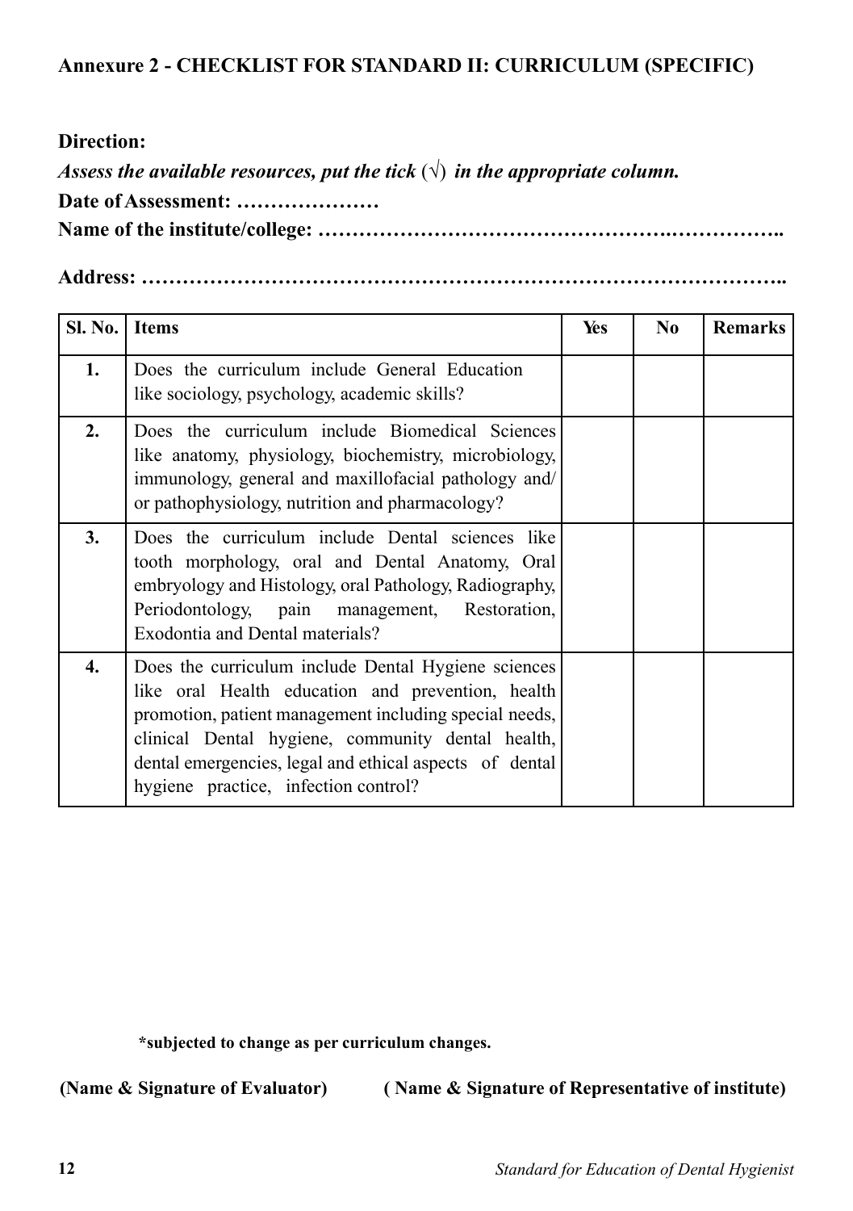## Annexure 2 - CHECKLIST FOR STANDARD II: CURRICULUM (SPECIFIC)

**Direction:**

***Assess the available resources, put the tick (√) in the appropriate column.***

**Date of Assessment: …………………**

**Name of the institute/college: ………………………………………….……………..**

**Address: ……………………………………………………………………………..**

| Sl. No. | Items | Yes | No | Remarks |
|---|---|---|---|---|
| **1.** | Does the curriculum include General Education like sociology, psychology, academic skills? | | | |
| **2.** | Does the curriculum include Biomedical Sciences like anatomy, physiology, biochemistry, microbiology, immunology, general and maxillofacial pathology and/ or pathophysiology, nutrition and pharmacology? | | | |
| **3.** | Does the curriculum include Dental sciences like tooth morphology, oral and Dental Anatomy, Oral embryology and Histology, oral Pathology, Radiography, Periodontology, pain management, Restoration, Exodontia and Dental materials? | | | |
| **4.** | Does the curriculum include Dental Hygiene sciences like oral Health education and prevention, health promotion, patient management including special needs, clinical Dental hygiene, community dental health, dental emergencies, legal and ethical aspects of dental hygiene practice, infection control? | | | |

**\*subjected to change as per curriculum changes.**

**(Name & Signature of Evaluator)** **( Name & Signature of Representative of institute)**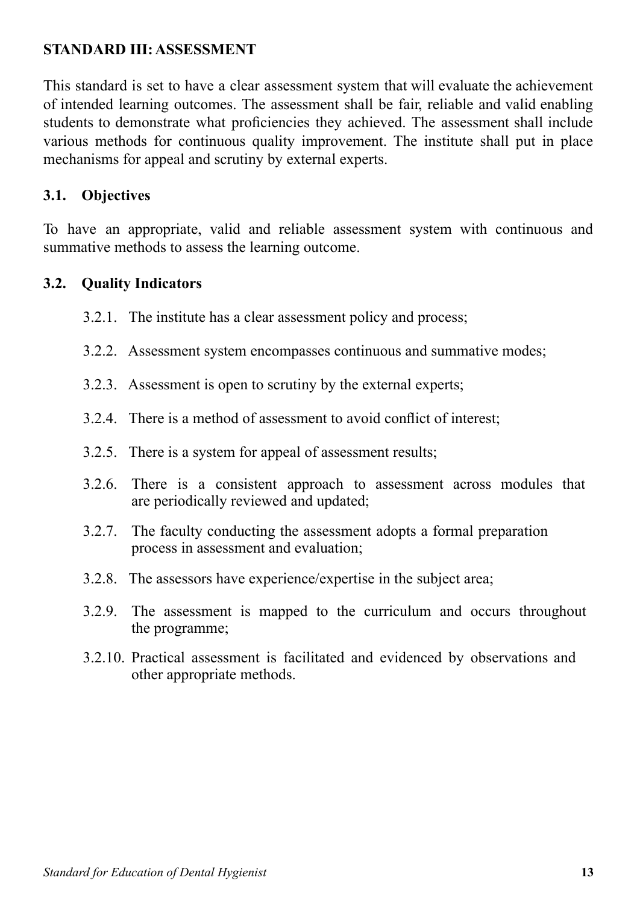## STANDARD III: ASSESSMENT

This standard is set to have a clear assessment system that will evaluate the achievement of intended learning outcomes. The assessment shall be fair, reliable and valid enabling students to demonstrate what proficiencies they achieved. The assessment shall include various methods for continuous quality improvement. The institute shall put in place mechanisms for appeal and scrutiny by external experts.

### 3.1. Objectives

To have an appropriate, valid and reliable assessment system with continuous and summative methods to assess the learning outcome.

### 3.2. Quality Indicators

3.2.1. The institute has a clear assessment policy and process;

3.2.2. Assessment system encompasses continuous and summative modes;

3.2.3. Assessment is open to scrutiny by the external experts;

3.2.4. There is a method of assessment to avoid conflict of interest;

3.2.5. There is a system for appeal of assessment results;

3.2.6. There is a consistent approach to assessment across modules that are periodically reviewed and updated;

3.2.7. The faculty conducting the assessment adopts a formal preparation process in assessment and evaluation;

3.2.8. The assessors have experience/expertise in the subject area;

3.2.9. The assessment is mapped to the curriculum and occurs throughout the programme;

3.2.10. Practical assessment is facilitated and evidenced by observations and other appropriate methods.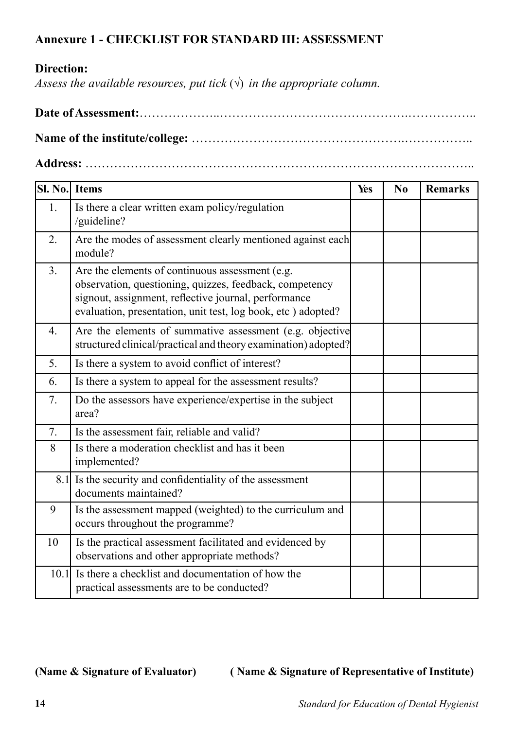**Annexure 1 - CHECKLIST FOR STANDARD III: ASSESSMENT**

**Direction:**

*Assess the available resources, put tick* (√) *in the appropriate column.*

**Date of Assessment:**……………….……………………………………….……………..

**Name of the institute/college:** …………………………………………….……………..

**Address:** ………………………………………………………………………………..

| Sl. No. | Items | Yes | No | Remarks |
|---|---|---|---|---|
| 1. | Is there a clear written exam policy/regulation /guideline? | | | |
| 2. | Are the modes of assessment clearly mentioned against each module? | | | |
| 3. | Are the elements of continuous assessment (e.g. observation, questioning, quizzes, feedback, competency signout, assignment, reflective journal, performance evaluation, presentation, unit test, log book, etc ) adopted? | | | |
| 4. | Are the elements of summative assessment (e.g. objective structured clinical/practical and theory examination) adopted? | | | |
| 5. | Is there a system to avoid conflict of interest? | | | |
| 6. | Is there a system to appeal for the assessment results? | | | |
| 7. | Do the assessors have experience/expertise in the subject area? | | | |
| 7. | Is the assessment fair, reliable and valid? | | | |
| 8 | Is there a moderation checklist and has it been implemented? | | | |
| 8.1 | Is the security and confidentiality of the assessment documents maintained? | | | |
| 9 | Is the assessment mapped (weighted) to the curriculum and occurs throughout the programme? | | | |
| 10 | Is the practical assessment facilitated and evidenced by observations and other appropriate methods? | | | |
| 10.1 | Is there a checklist and documentation of how the practical assessments are to be conducted? | | | |

**(Name & Signature of Evaluator)** **( Name & Signature of Representative of Institute)**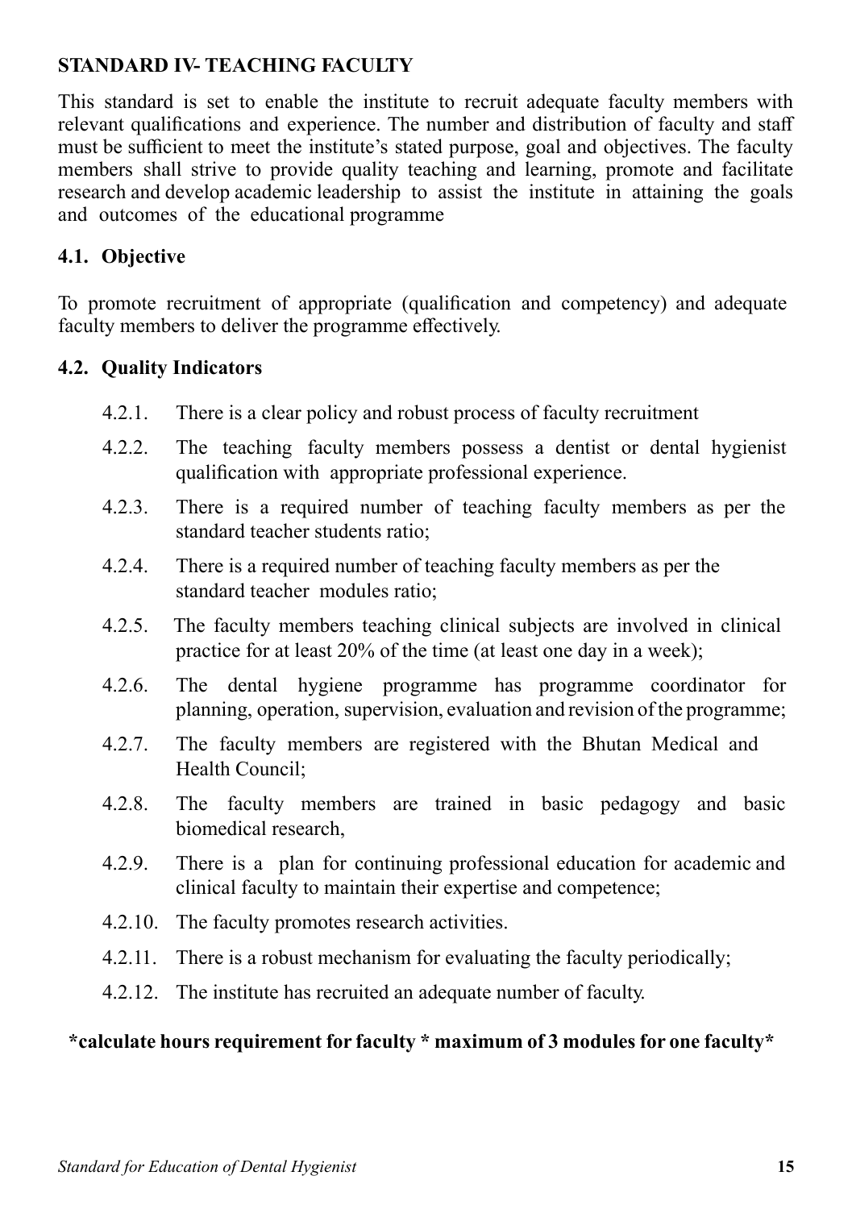## STANDARD IV- TEACHING FACULTY

This standard is set to enable the institute to recruit adequate faculty members with relevant qualifications and experience. The number and distribution of faculty and staff must be sufficient to meet the institute's stated purpose, goal and objectives. The faculty members shall strive to provide quality teaching and learning, promote and facilitate research and develop academic leadership to assist the institute in attaining the goals and outcomes of the educational programme

### 4.1. Objective

To promote recruitment of appropriate (qualification and competency) and adequate faculty members to deliver the programme effectively.

### 4.2. Quality Indicators

- 4.2.1. There is a clear policy and robust process of faculty recruitment
- 4.2.2. The teaching faculty members possess a dentist or dental hygienist qualification with appropriate professional experience.
- 4.2.3. There is a required number of teaching faculty members as per the standard teacher students ratio;
- 4.2.4. There is a required number of teaching faculty members as per the standard teacher modules ratio;
- 4.2.5. The faculty members teaching clinical subjects are involved in clinical practice for at least 20% of the time (at least one day in a week);
- 4.2.6. The dental hygiene programme has programme coordinator for planning, operation, supervision, evaluation and revision of the programme;
- 4.2.7. The faculty members are registered with the Bhutan Medical and Health Council;
- 4.2.8. The faculty members are trained in basic pedagogy and basic biomedical research,
- 4.2.9. There is a plan for continuing professional education for academic and clinical faculty to maintain their expertise and competence;
- 4.2.10. The faculty promotes research activities.
- 4.2.11. There is a robust mechanism for evaluating the faculty periodically;
- 4.2.12. The institute has recruited an adequate number of faculty.

**\*calculate hours requirement for faculty \* maximum of 3 modules for one faculty\***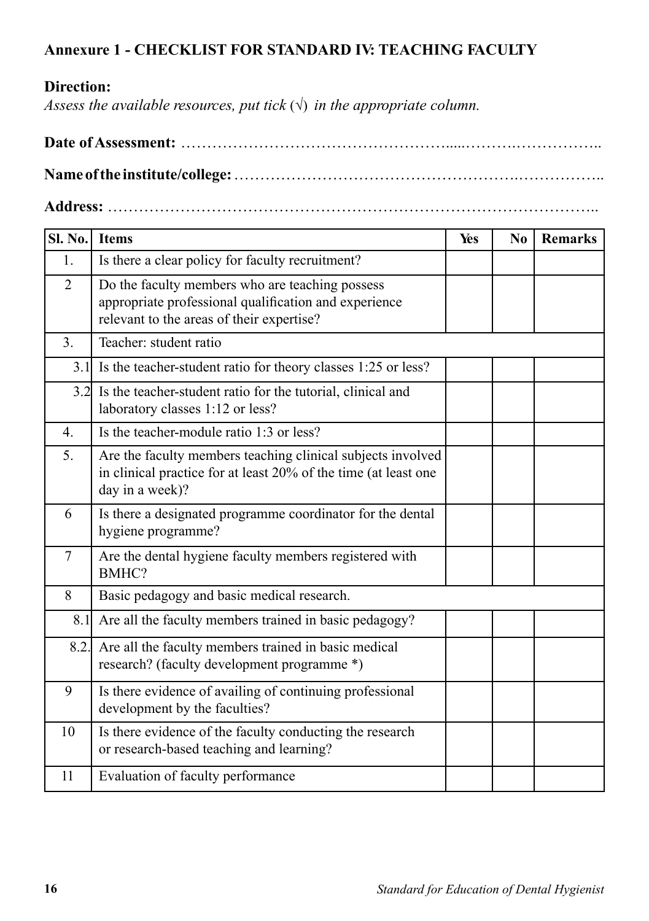**Annexure 1 - CHECKLIST FOR STANDARD IV: TEACHING FACULTY**

**Direction:**

*Assess the available resources, put tick (√) in the appropriate column.*

**Date of Assessment:** ………………………………………………………………………

**Name of the institute/college:** ……………………………………………………………

**Address:** ……………………………………………………………………………………..

| Sl. No. | Items | Yes | No | Remarks |
|---|---|---|---|---|
| 1. | Is there a clear policy for faculty recruitment? | | | |
| 2 | Do the faculty members who are teaching possess appropriate professional qualification and experience relevant to the areas of their expertise? | | | |
| 3. | Teacher: student ratio | | | |
| 3.1 | Is the teacher-student ratio for theory classes 1:25 or less? | | | |
| 3.2 | Is the teacher-student ratio for the tutorial, clinical and laboratory classes 1:12 or less? | | | |
| 4. | Is the teacher-module ratio 1:3 or less? | | | |
| 5. | Are the faculty members teaching clinical subjects involved in clinical practice for at least 20% of the time (at least one day in a week)? | | | |
| 6 | Is there a designated programme coordinator for the dental hygiene programme? | | | |
| 7 | Are the dental hygiene faculty members registered with BMHC? | | | |
| 8 | Basic pedagogy and basic medical research. | | | |
| 8.1 | Are all the faculty members trained in basic pedagogy? | | | |
| 8.2. | Are all the faculty members trained in basic medical research? (faculty development programme *) | | | |
| 9 | Is there evidence of availing of continuing professional development by the faculties? | | | |
| 10 | Is there evidence of the faculty conducting the research or research-based teaching and learning? | | | |
| 11 | Evaluation of faculty performance | | | |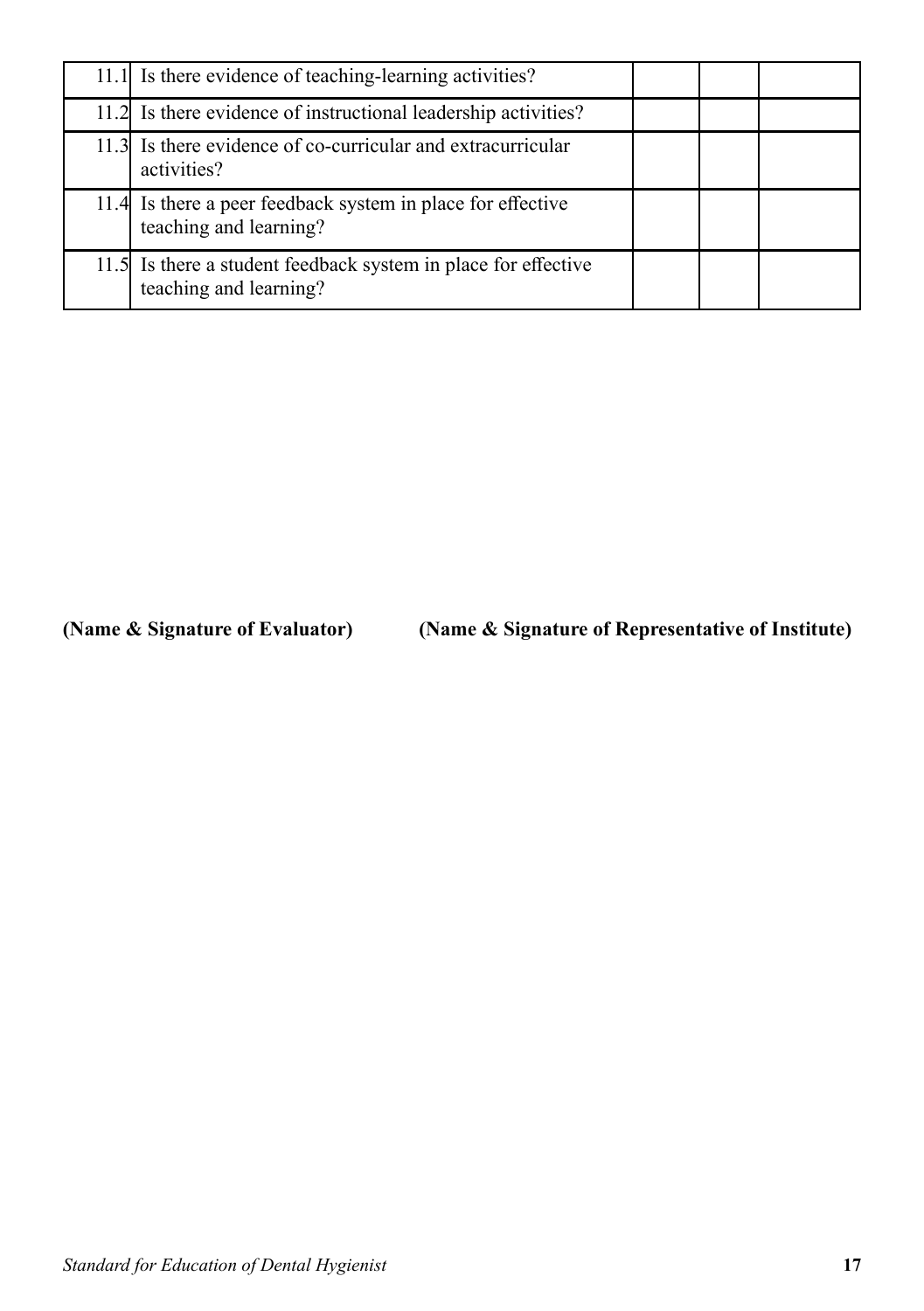| | | | | |
|---|---|---|---|---|
| 11.1 | Is there evidence of teaching-learning activities? | | | |
| 11.2 | Is there evidence of instructional leadership activities? | | | |
| 11.3 | Is there evidence of co-curricular and extracurricular activities? | | | |
| 11.4 | Is there a peer feedback system in place for effective teaching and learning? | | | |
| 11.5 | Is there a student feedback system in place for effective teaching and learning? | | | |

**(Name & Signature of Evaluator)** **(Name & Signature of Representative of Institute)**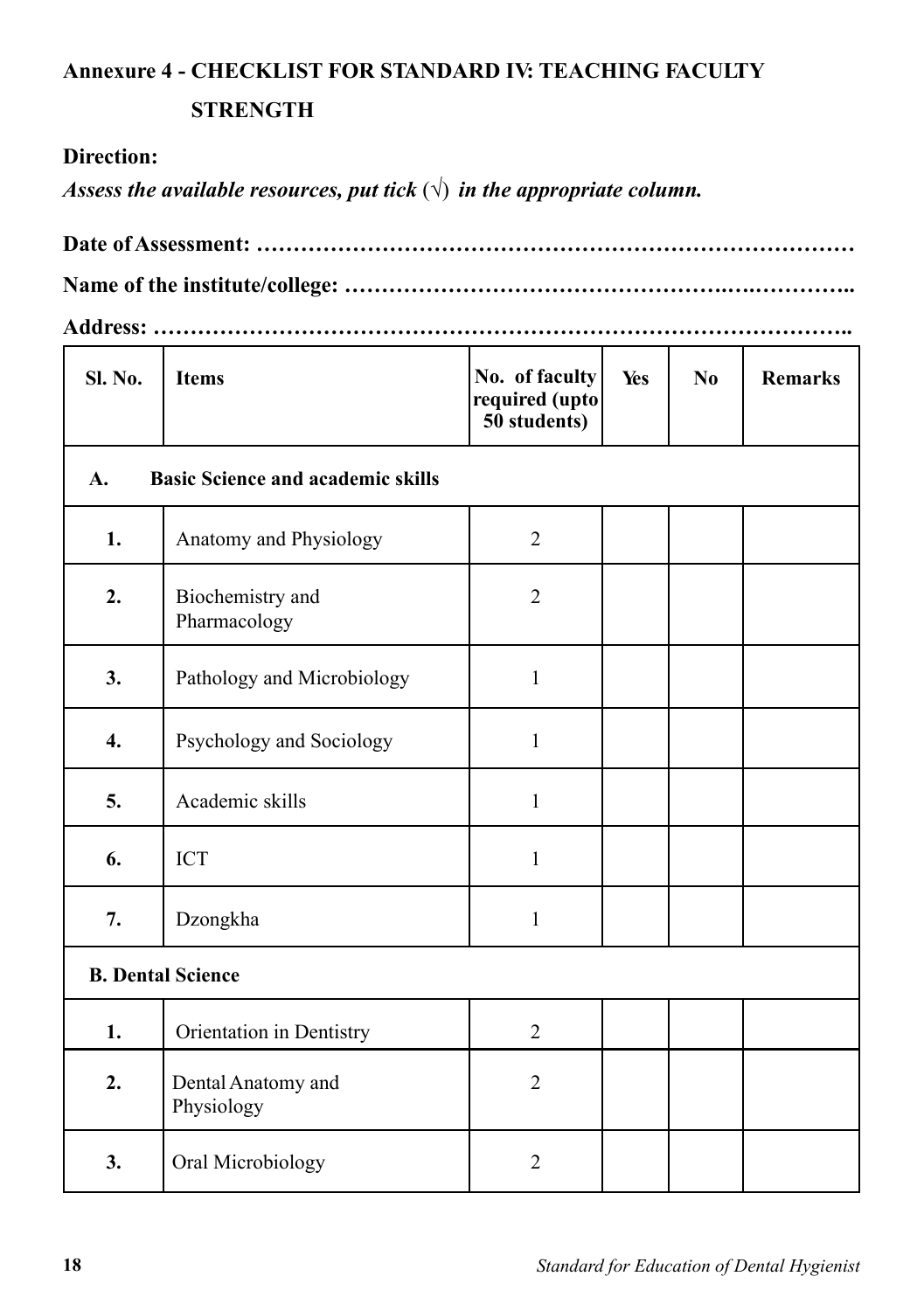## Annexure 4 - CHECKLIST FOR STANDARD IV: TEACHING FACULTY STRENGTH

**Direction:**

***Assess the available resources, put tick (√) in the appropriate column.***

**Date of Assessment: ………………………………………………………………………**

**Name of the institute/college: ……………………………………….….…………..**

**Address: ……………………………………………………………………………..**

| Sl. No. | Items | No. of faculty required (upto 50 students) | Yes | No | Remarks |
|---|---|---|---|---|---|
| **A.** | **Basic Science and academic skills** | | | | |
| **1.** | Anatomy and Physiology | 2 | | | |
| **2.** | Biochemistry and Pharmacology | 2 | | | |
| **3.** | Pathology and Microbiology | 1 | | | |
| **4.** | Psychology and Sociology | 1 | | | |
| **5.** | Academic skills | 1 | | | |
| **6.** | ICT | 1 | | | |
| **7.** | Dzongkha | 1 | | | |
| **B.** | **Dental Science** | | | | |
| **1.** | Orientation in Dentistry | 2 | | | |
| **2.** | Dental Anatomy and Physiology | 2 | | | |
| **3.** | Oral Microbiology | 2 | | | |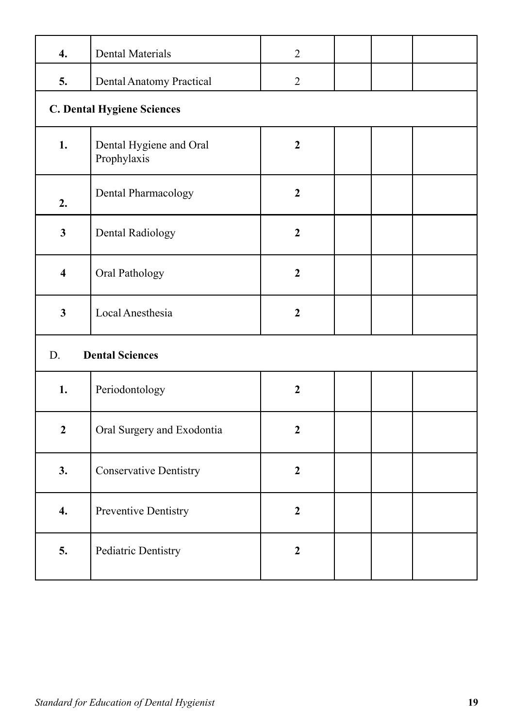| | | | | | |
|---|---|---|---|---|---|
| **4.** | Dental Materials | 2 | | | |
| **5.** | Dental Anatomy Practical | 2 | | | |
| **C. Dental Hygiene Sciences** | | | | | |
| **1.** | Dental Hygiene and Oral Prophylaxis | **2** | | | |
| **2.** | Dental Pharmacology | **2** | | | |
| **3** | Dental Radiology | **2** | | | |
| **4** | Oral Pathology | **2** | | | |
| **3** | Local Anesthesia | **2** | | | |
| D. **Dental Sciences** | | | | | |
| **1.** | Periodontology | **2** | | | |
| **2** | Oral Surgery and Exodontia | **2** | | | |
| **3.** | Conservative Dentistry | **2** | | | |
| **4.** | Preventive Dentistry | **2** | | | |
| **5.** | Pediatric Dentistry | **2** | | | |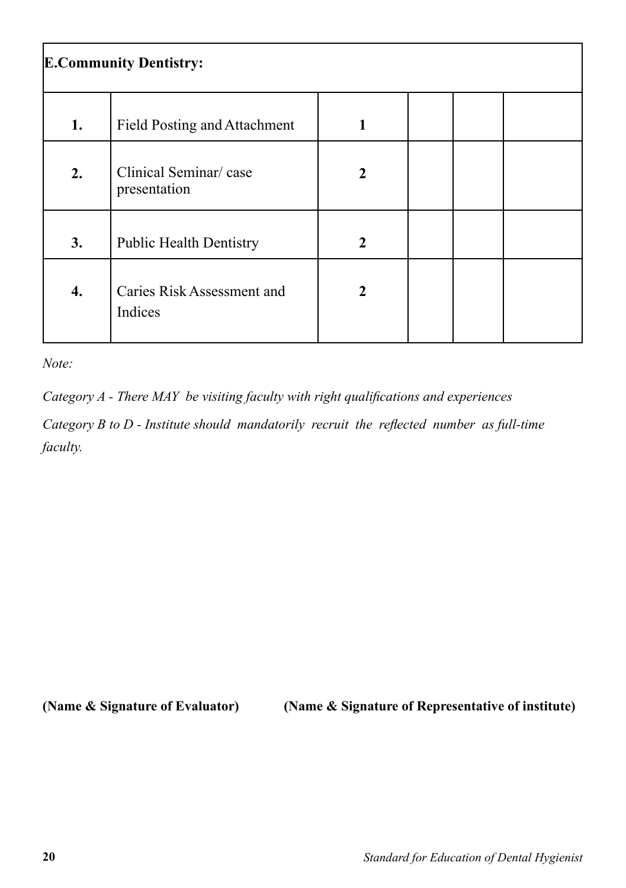| **E.Community Dentistry:** | | | | | |
|---|---|---|---|---|---|
| **1.** | Field Posting and Attachment | **1** | | | |
| **2.** | Clinical Seminar/ case presentation | **2** | | | |
| **3.** | Public Health Dentistry | **2** | | | |
| **4.** | Caries Risk Assessment and Indices | **2** | | | |

*Note:*

*Category A - There MAY be visiting faculty with right qualifications and experiences*

*Category B to D - Institute should mandatorily recruit the reflected number as full-time faculty.*

**(Name & Signature of Evaluator)** **(Name & Signature of Representative of institute)**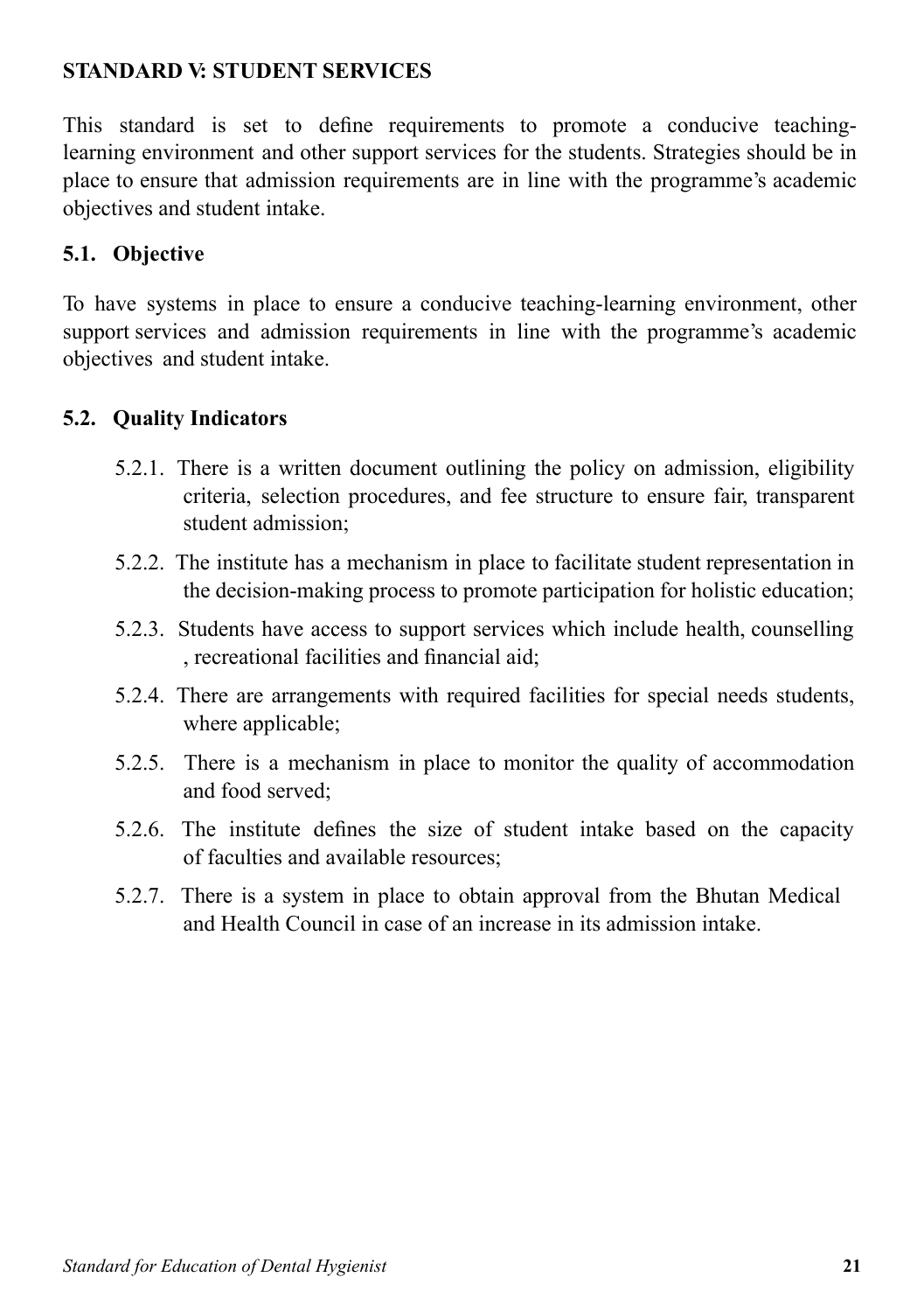## STANDARD V: STUDENT SERVICES

This standard is set to define requirements to promote a conducive teaching-learning environment and other support services for the students. Strategies should be in place to ensure that admission requirements are in line with the programme's academic objectives and student intake.

### 5.1. Objective

To have systems in place to ensure a conducive teaching-learning environment, other support services and admission requirements in line with the programme's academic objectives and student intake.

### 5.2. Quality Indicators

5.2.1. There is a written document outlining the policy on admission, eligibility criteria, selection procedures, and fee structure to ensure fair, transparent student admission;

5.2.2. The institute has a mechanism in place to facilitate student representation in the decision-making process to promote participation for holistic education;

5.2.3. Students have access to support services which include health, counselling , recreational facilities and financial aid;

5.2.4. There are arrangements with required facilities for special needs students, where applicable;

5.2.5. There is a mechanism in place to monitor the quality of accommodation and food served;

5.2.6. The institute defines the size of student intake based on the capacity of faculties and available resources;

5.2.7. There is a system in place to obtain approval from the Bhutan Medical and Health Council in case of an increase in its admission intake.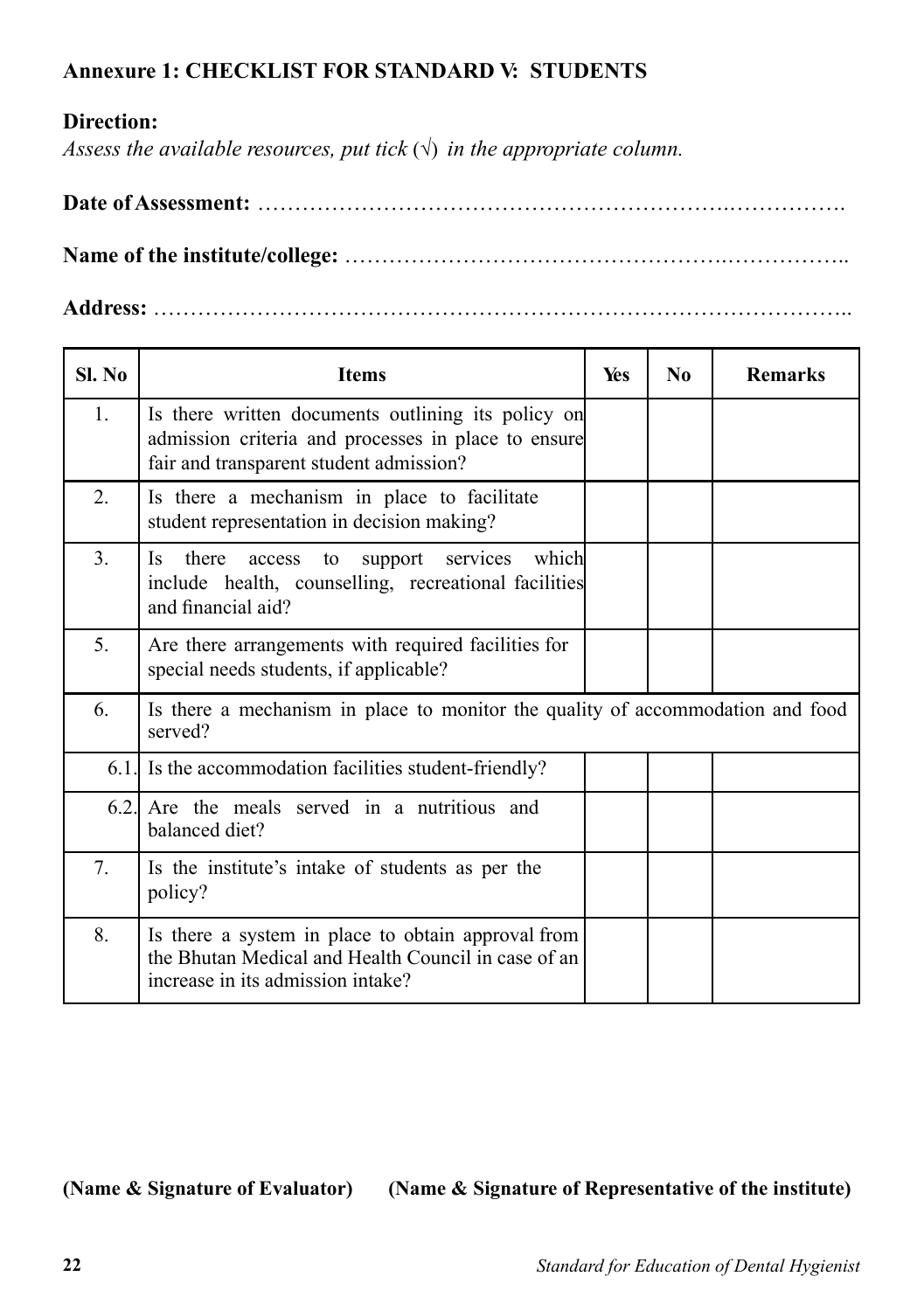**Annexure 1: CHECKLIST FOR STANDARD V: STUDENTS**

**Direction:**

*Assess the available resources, put tick (√) in the appropriate column.*

**Date of Assessment:** ……………………………………………………….…………….

**Name of the institute/college:** …………………………………………….……………..

**Address:** ………………………………………………………………………………..

| Sl. No | Items | Yes | No | Remarks |
|---|---|---|---|---|
| 1. | Is there written documents outlining its policy on admission criteria and processes in place to ensure fair and transparent student admission? | | | |
| 2. | Is there a mechanism in place to facilitate student representation in decision making? | | | |
| 3. | Is there access to support services which include health, counselling, recreational facilities and financial aid? | | | |
| 5. | Are there arrangements with required facilities for special needs students, if applicable? | | | |
| 6. | Is there a mechanism in place to monitor the quality of accommodation and food served? | | | |
| 6.1. | Is the accommodation facilities student-friendly? | | | |
| 6.2. | Are the meals served in a nutritious and balanced diet? | | | |
| 7. | Is the institute's intake of students as per the policy? | | | |
| 8. | Is there a system in place to obtain approval from the Bhutan Medical and Health Council in case of an increase in its admission intake? | | | |

**(Name & Signature of Evaluator)** **(Name & Signature of Representative of the institute)**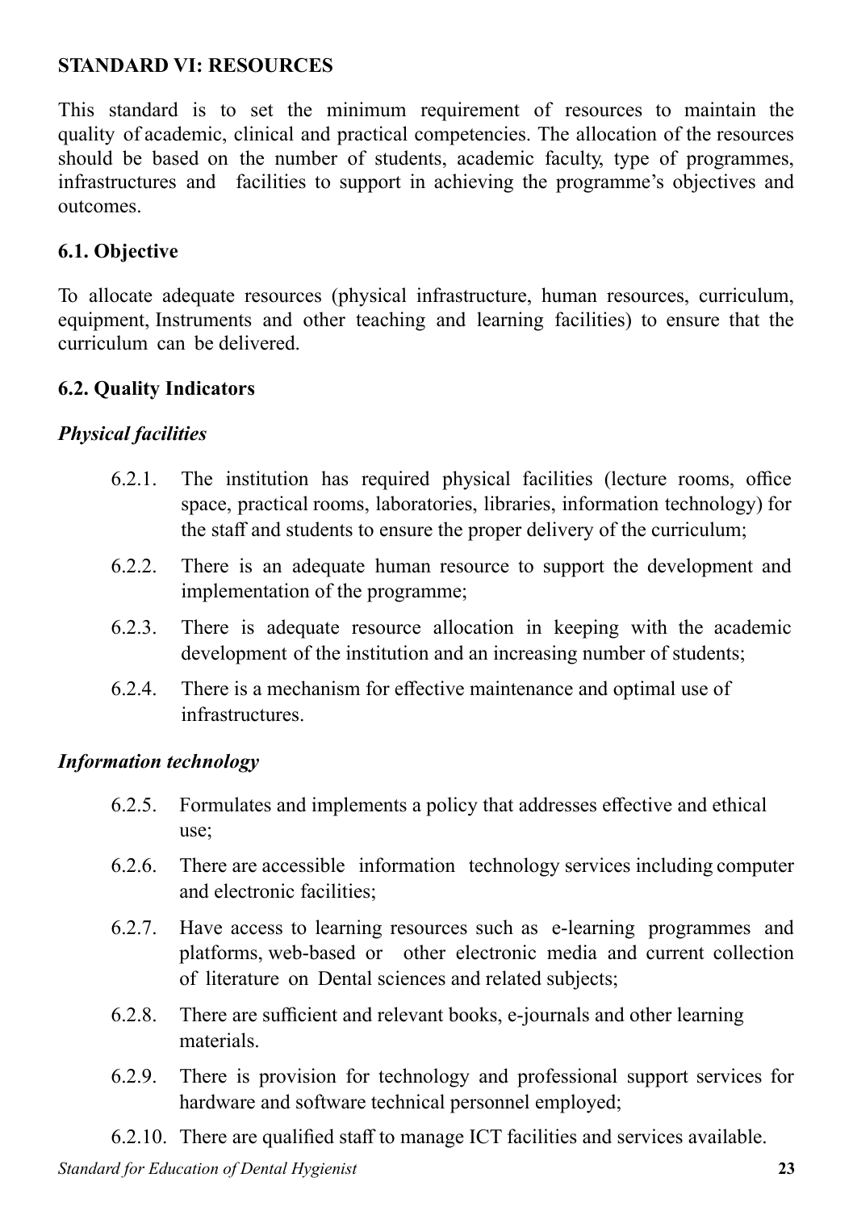## STANDARD VI: RESOURCES

This standard is to set the minimum requirement of resources to maintain the quality of academic, clinical and practical competencies. The allocation of the resources should be based on the number of students, academic faculty, type of programmes, infrastructures and facilities to support in achieving the programme's objectives and outcomes.

### 6.1. Objective

To allocate adequate resources (physical infrastructure, human resources, curriculum, equipment, Instruments and other teaching and learning facilities) to ensure that the curriculum can be delivered.

### 6.2. Quality Indicators

***Physical facilities***

6.2.1. The institution has required physical facilities (lecture rooms, office space, practical rooms, laboratories, libraries, information technology) for the staff and students to ensure the proper delivery of the curriculum;

6.2.2. There is an adequate human resource to support the development and implementation of the programme;

6.2.3. There is adequate resource allocation in keeping with the academic development of the institution and an increasing number of students;

6.2.4. There is a mechanism for effective maintenance and optimal use of infrastructures.

***Information technology***

6.2.5. Formulates and implements a policy that addresses effective and ethical use;

6.2.6. There are accessible information technology services including computer and electronic facilities;

6.2.7. Have access to learning resources such as e-learning programmes and platforms, web-based or other electronic media and current collection of literature on Dental sciences and related subjects;

6.2.8. There are sufficient and relevant books, e-journals and other learning materials.

6.2.9. There is provision for technology and professional support services for hardware and software technical personnel employed;

6.2.10. There are qualified staff to manage ICT facilities and services available.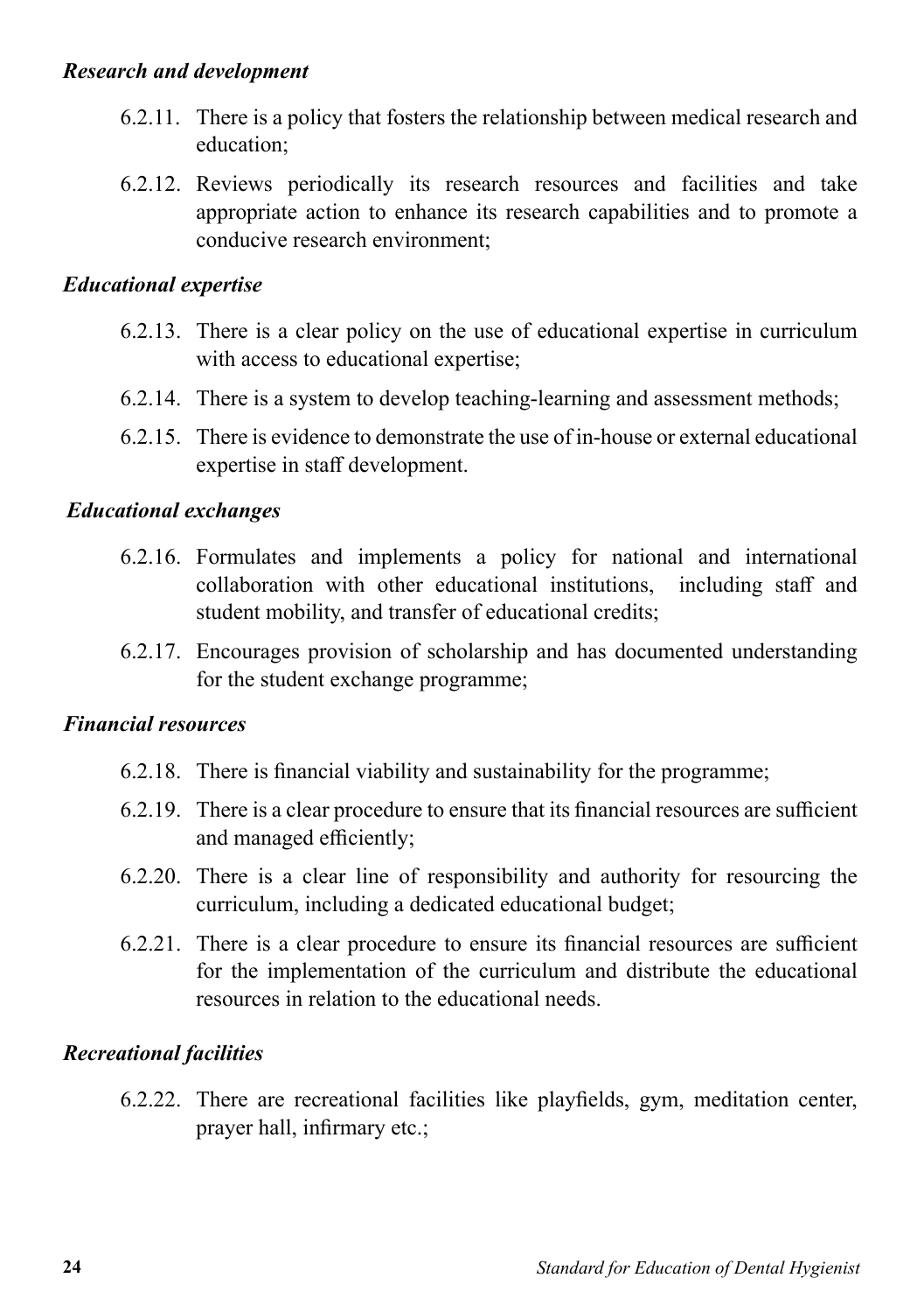*Research and development*

6.2.11. There is a policy that fosters the relationship between medical research and education;

6.2.12. Reviews periodically its research resources and facilities and take appropriate action to enhance its research capabilities and to promote a conducive research environment;

*Educational expertise*

6.2.13. There is a clear policy on the use of educational expertise in curriculum with access to educational expertise;

6.2.14. There is a system to develop teaching-learning and assessment methods;

6.2.15. There is evidence to demonstrate the use of in-house or external educational expertise in staff development.

*Educational exchanges*

6.2.16. Formulates and implements a policy for national and international collaboration with other educational institutions, including staff and student mobility, and transfer of educational credits;

6.2.17. Encourages provision of scholarship and has documented understanding for the student exchange programme;

*Financial resources*

6.2.18. There is financial viability and sustainability for the programme;

6.2.19. There is a clear procedure to ensure that its financial resources are sufficient and managed efficiently;

6.2.20. There is a clear line of responsibility and authority for resourcing the curriculum, including a dedicated educational budget;

6.2.21. There is a clear procedure to ensure its financial resources are sufficient for the implementation of the curriculum and distribute the educational resources in relation to the educational needs.

*Recreational facilities*

6.2.22. There are recreational facilities like playfields, gym, meditation center, prayer hall, infirmary etc.;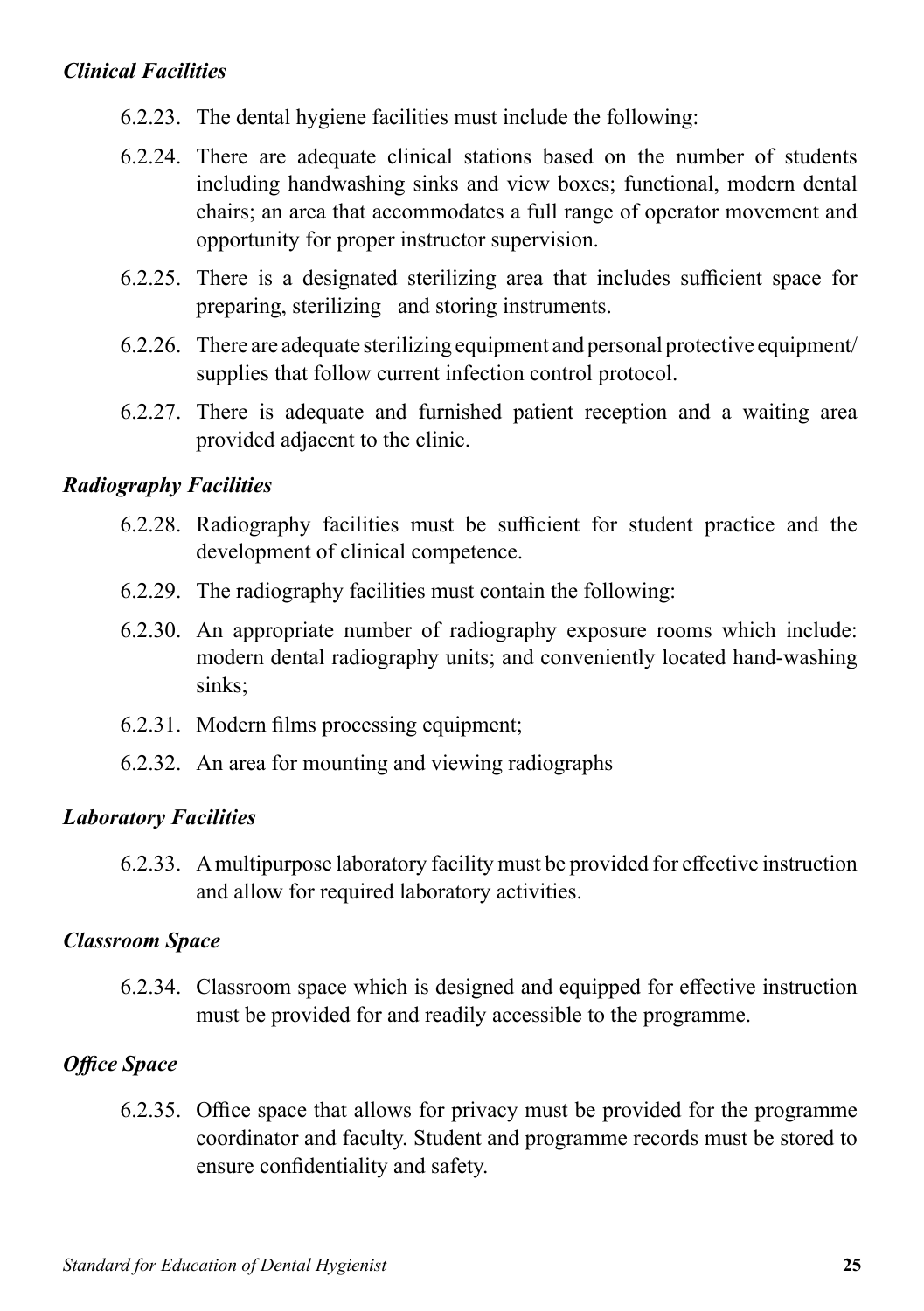### *Clinical Facilities*

6.2.23. The dental hygiene facilities must include the following:

6.2.24. There are adequate clinical stations based on the number of students including handwashing sinks and view boxes; functional, modern dental chairs; an area that accommodates a full range of operator movement and opportunity for proper instructor supervision.

6.2.25. There is a designated sterilizing area that includes sufficient space for preparing, sterilizing and storing instruments.

6.2.26. There are adequate sterilizing equipment and personal protective equipment/supplies that follow current infection control protocol.

6.2.27. There is adequate and furnished patient reception and a waiting area provided adjacent to the clinic.

### *Radiography Facilities*

6.2.28. Radiography facilities must be sufficient for student practice and the development of clinical competence.

6.2.29. The radiography facilities must contain the following:

6.2.30. An appropriate number of radiography exposure rooms which include: modern dental radiography units; and conveniently located hand-washing sinks;

6.2.31. Modern films processing equipment;

6.2.32. An area for mounting and viewing radiographs

### *Laboratory Facilities*

6.2.33. A multipurpose laboratory facility must be provided for effective instruction and allow for required laboratory activities.

### *Classroom Space*

6.2.34. Classroom space which is designed and equipped for effective instruction must be provided for and readily accessible to the programme.

### *Office Space*

6.2.35. Office space that allows for privacy must be provided for the programme coordinator and faculty. Student and programme records must be stored to ensure confidentiality and safety.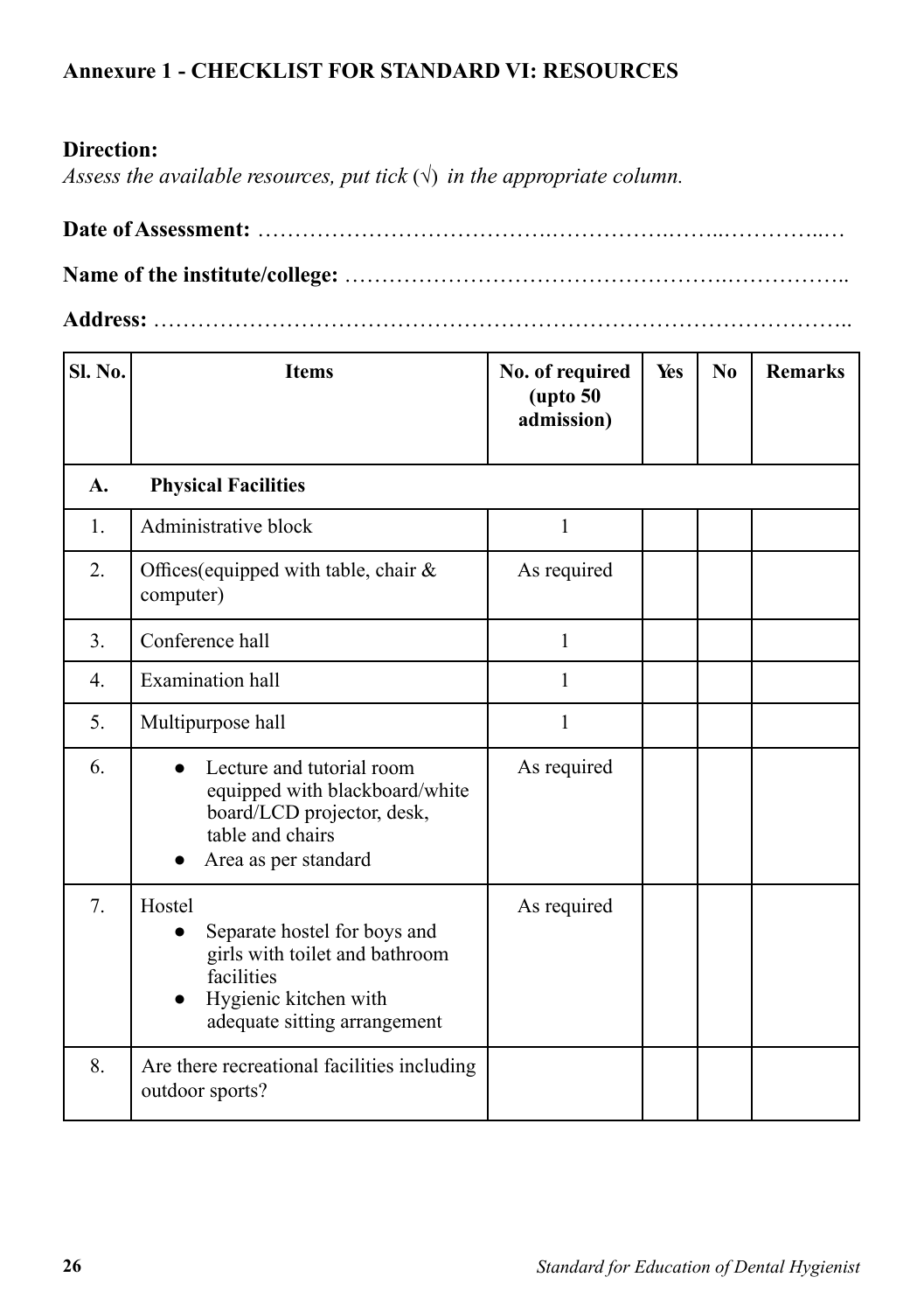**Annexure 1 - CHECKLIST FOR STANDARD VI: RESOURCES**

**Direction:**

*Assess the available resources, put tick (√) in the appropriate column.*

**Date of Assessment:** ……………………………….……………….……...…………...…

**Name of the institute/college:** ………………………………………….……………..

**Address:** ………………………………………………………………………………..

| Sl. No. | Items | No. of required (upto 50 admission) | Yes | No | Remarks |
|---|---|---|---|---|---|
| **A.** | **Physical Facilities** | | | | |
| 1. | Administrative block | 1 | | | |
| 2. | Offices(equipped with table, chair & computer) | As required | | | |
| 3. | Conference hall | 1 | | | |
| 4. | Examination hall | 1 | | | |
| 5. | Multipurpose hall | 1 | | | |
| 6. | ● Lecture and tutorial room equipped with blackboard/white board/LCD projector, desk, table and chairs<br>● Area as per standard | As required | | | |
| 7. | Hostel<br>● Separate hostel for boys and girls with toilet and bathroom facilities<br>● Hygienic kitchen with adequate sitting arrangement | As required | | | |
| 8. | Are there recreational facilities including outdoor sports? | | | | |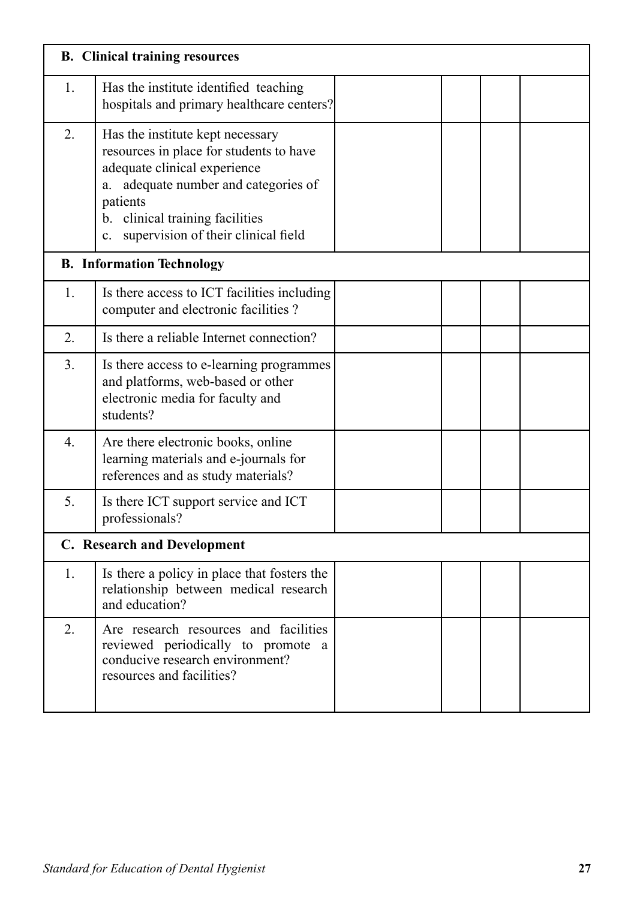| | **B. Clinical training resources** | | | | |
|---|---|---|---|---|---|
| 1. | Has the institute identified teaching hospitals and primary healthcare centers? | | | | |
| 2. | Has the institute kept necessary resources in place for students to have adequate clinical experience<br>a. adequate number and categories of patients<br>b. clinical training facilities<br>c. supervision of their clinical field | | | | |
| | **B. Information Technology** | | | | |
| 1. | Is there access to ICT facilities including computer and electronic facilities ? | | | | |
| 2. | Is there a reliable Internet connection? | | | | |
| 3. | Is there access to e-learning programmes and platforms, web-based or other electronic media for faculty and students? | | | | |
| 4. | Are there electronic books, online learning materials and e-journals for references and as study materials? | | | | |
| 5. | Is there ICT support service and ICT professionals? | | | | |
| | **C. Research and Development** | | | | |
| 1. | Is there a policy in place that fosters the relationship between medical research and education? | | | | |
| 2. | Are research resources and facilities reviewed periodically to promote a conducive research environment? resources and facilities? | | | | |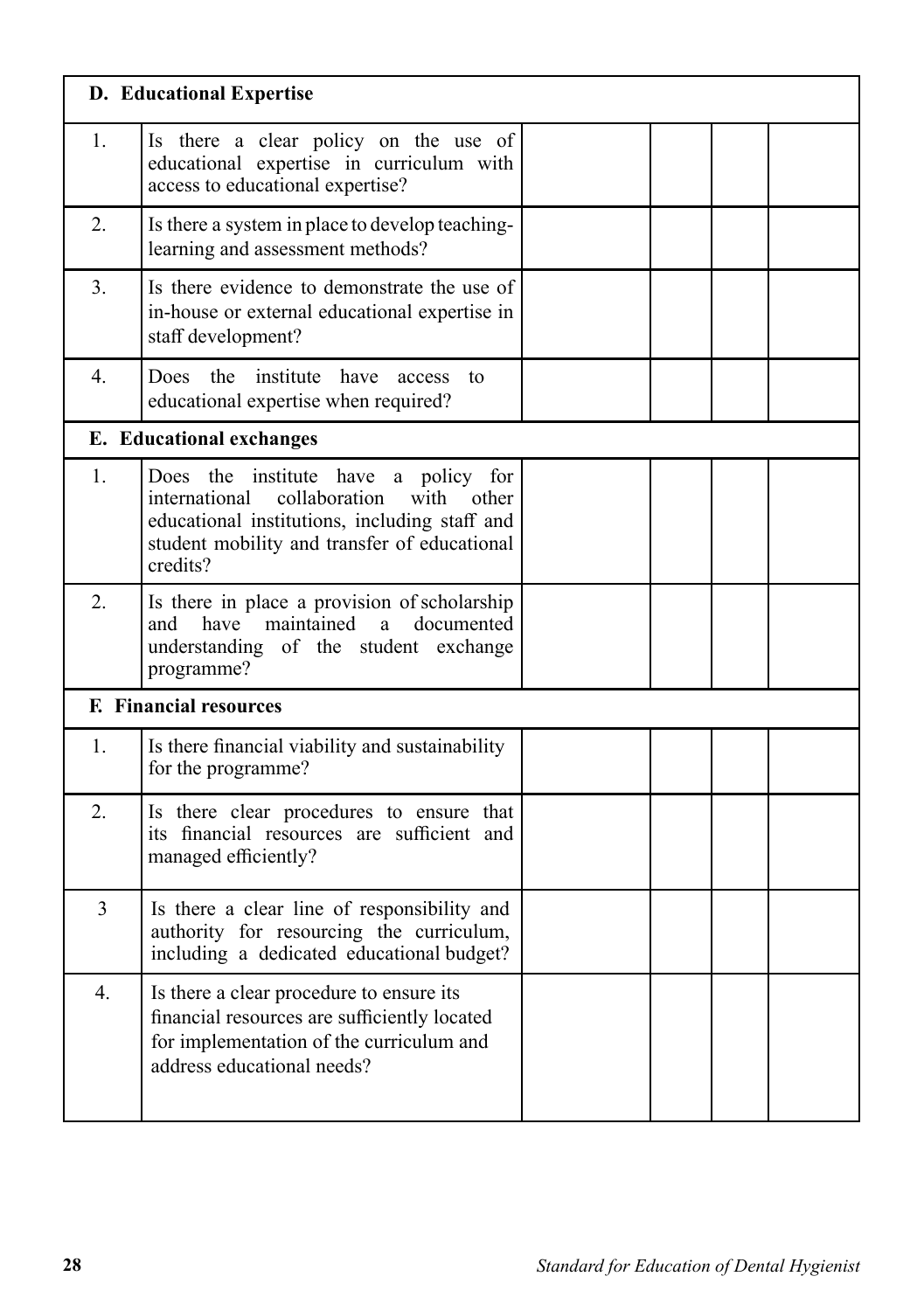| D. Educational Expertise | | | | | |
|---|---|---|---|---|---|
| 1. | Is there a clear policy on the use of educational expertise in curriculum with access to educational expertise? | | | | |
| 2. | Is there a system in place to develop teaching-learning and assessment methods? | | | | |
| 3. | Is there evidence to demonstrate the use of in-house or external educational expertise in staff development? | | | | |
| 4. | Does the institute have access to educational expertise when required? | | | | |
| **E. Educational exchanges** | | | | | |
| 1. | Does the institute have a policy for international collaboration with other educational institutions, including staff and student mobility and transfer of educational credits? | | | | |
| 2. | Is there in place a provision of scholarship and have maintained a documented understanding of the student exchange programme? | | | | |
| **F. Financial resources** | | | | | |
| 1. | Is there financial viability and sustainability for the programme? | | | | |
| 2. | Is there clear procedures to ensure that its financial resources are sufficient and managed efficiently? | | | | |
| 3 | Is there a clear line of responsibility and authority for resourcing the curriculum, including a dedicated educational budget? | | | | |
| 4. | Is there a clear procedure to ensure its financial resources are sufficiently located for implementation of the curriculum and address educational needs? | | | | |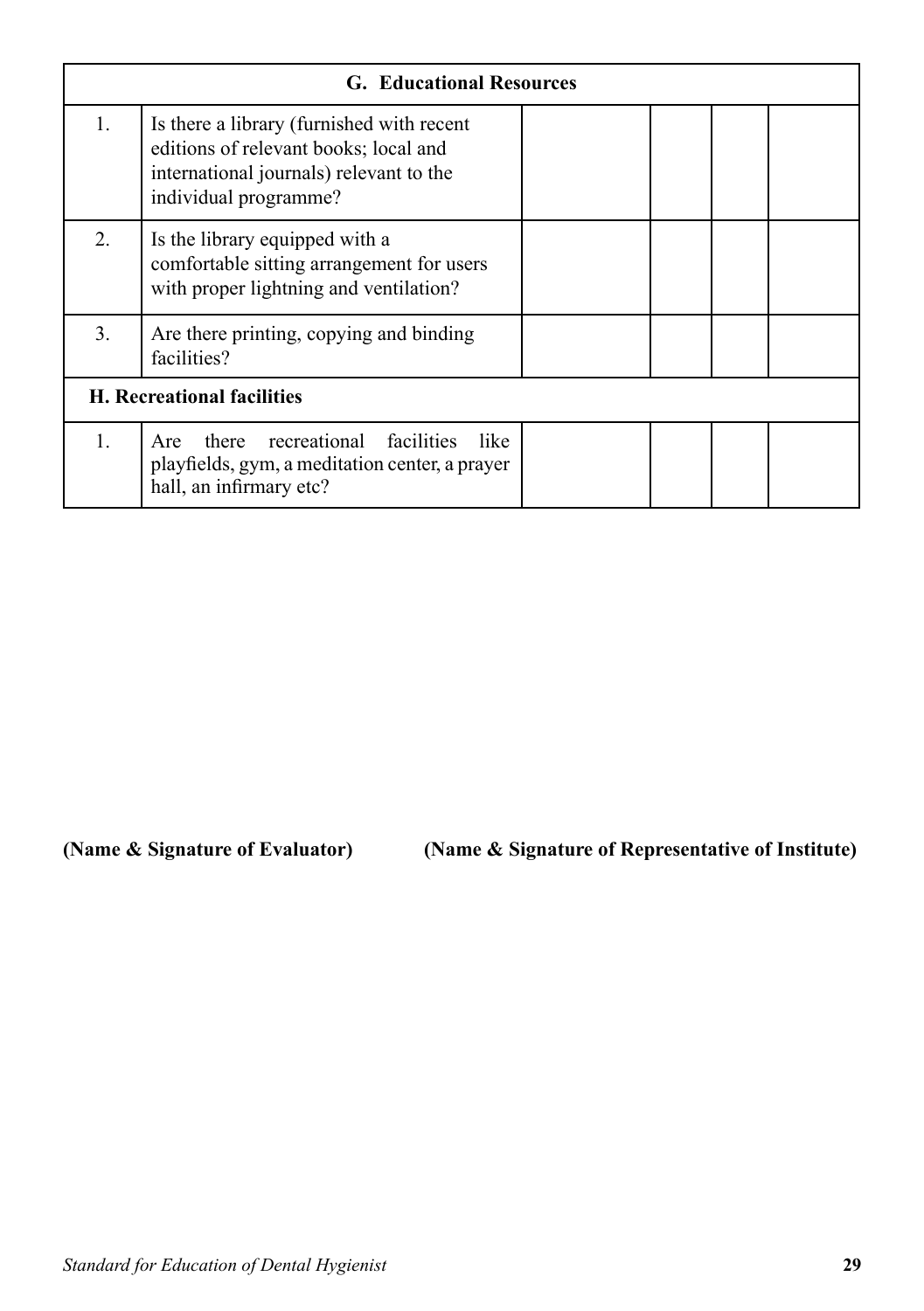| G. Educational Resources | | | | | |
|---|---|---|---|---|---|
| 1. | Is there a library (furnished with recent editions of relevant books; local and international journals) relevant to the individual programme? | | | | |
| 2. | Is the library equipped with a comfortable sitting arrangement for users with proper lightning and ventilation? | | | | |
| 3. | Are there printing, copying and binding facilities? | | | | |
| **H. Recreational facilities** | | | | | |
| 1. | Are there recreational facilities like playfields, gym, a meditation center, a prayer hall, an infirmary etc? | | | | |

**(Name & Signature of Evaluator)** **(Name & Signature of Representative of Institute)**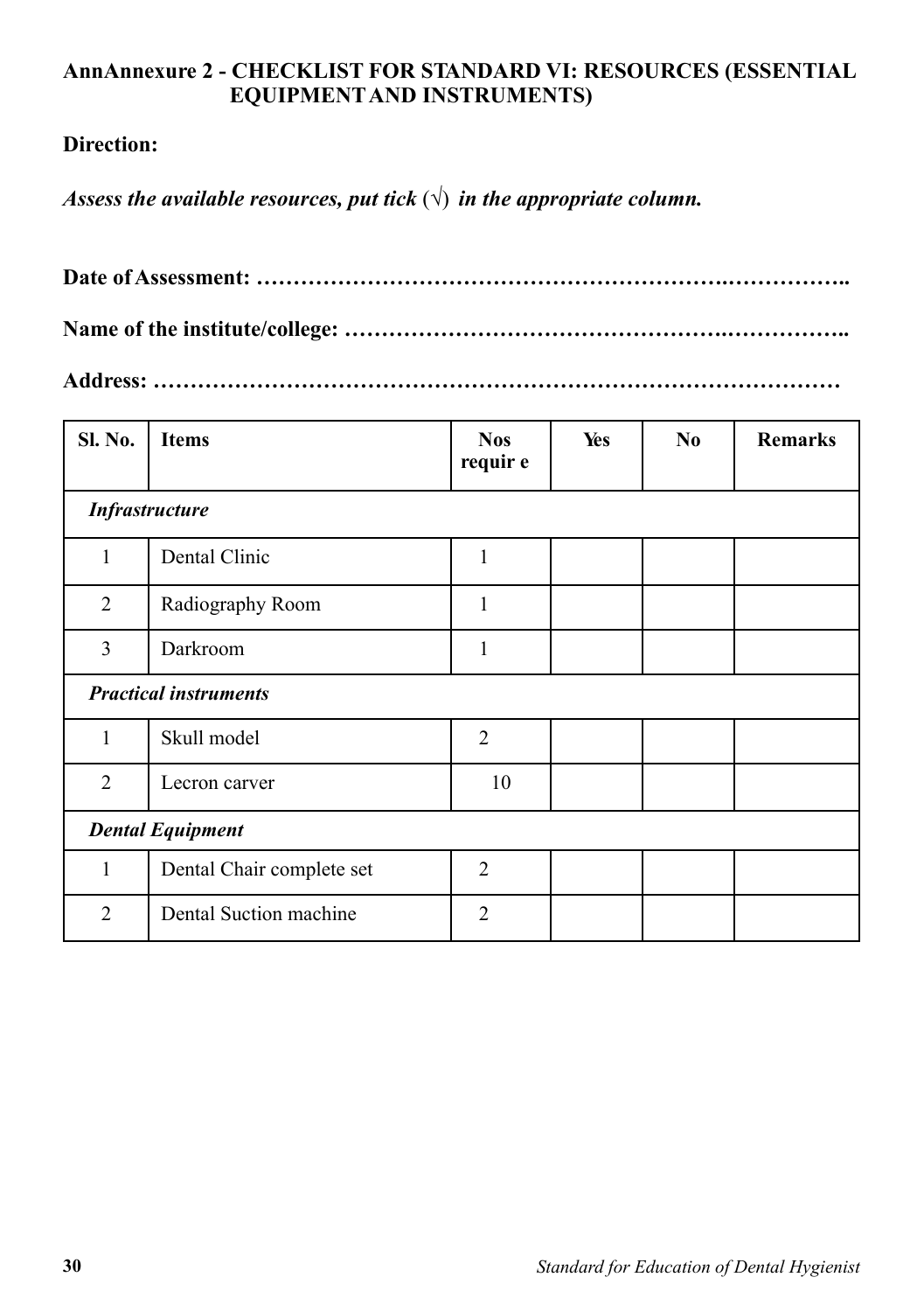## AnnAnnexure 2 - CHECKLIST FOR STANDARD VI: RESOURCES (ESSENTIAL EQUIPMENT AND INSTRUMENTS)

**Direction:**

***Assess the available resources, put tick* (√) *in the appropriate column.***

**Date of Assessment: …………………………………………………….……………..**

**Name of the institute/college: ……………………………………………….……………..**

**Address: ………………………………………………………………………………**

| Sl. No. | Items | Nos requir e | Yes | No | Remarks |
|---|---|---|---|---|---|
| ***Infrastructure*** | | | | | |
| 1 | Dental Clinic | 1 | | | |
| 2 | Radiography Room | 1 | | | |
| 3 | Darkroom | 1 | | | |
| ***Practical instruments*** | | | | | |
| 1 | Skull model | 2 | | | |
| 2 | Lecron carver | 10 | | | |
| ***Dental Equipment*** | | | | | |
| 1 | Dental Chair complete set | 2 | | | |
| 2 | Dental Suction machine | 2 | | | |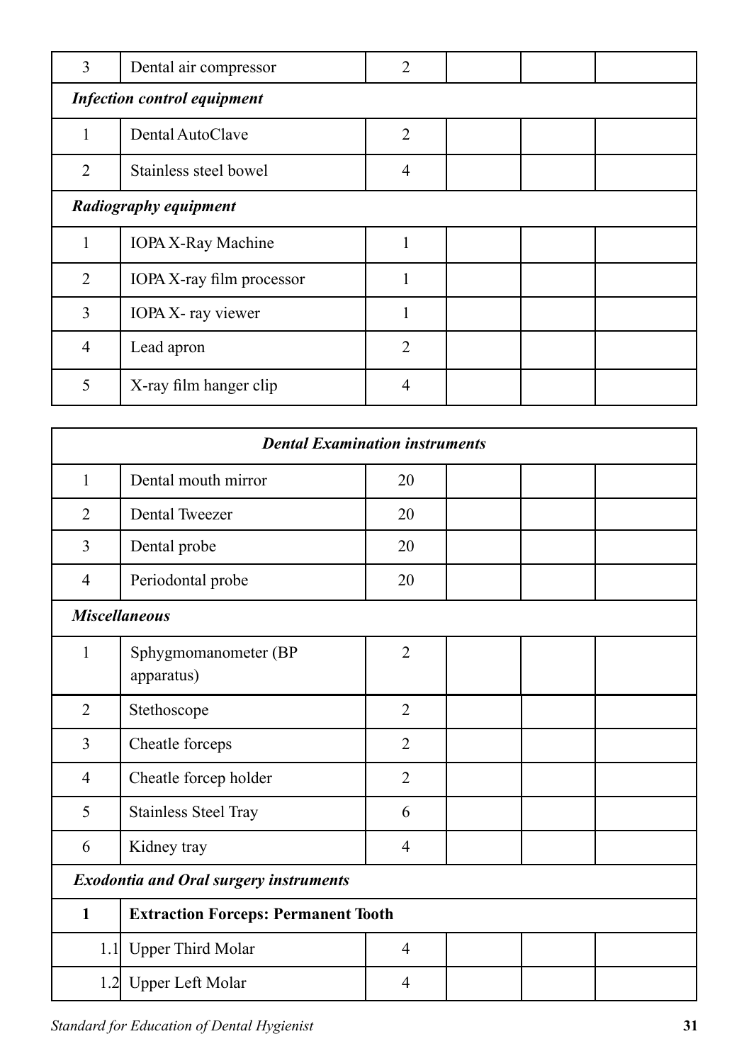| | | | | | |
|---|---|---|---|---|---|
| 3 | Dental air compressor | 2 | | | |
| ***Infection control equipment*** | | | | | |
| 1 | Dental AutoClave | 2 | | | |
| 2 | Stainless steel bowel | 4 | | | |
| ***Radiography equipment*** | | | | | |
| 1 | IOPA X-Ray Machine | 1 | | | |
| 2 | IOPA X-ray film processor | 1 | | | |
| 3 | IOPA X- ray viewer | 1 | | | |
| 4 | Lead apron | 2 | | | |
| 5 | X-ray film hanger clip | 4 | | | |

| ***Dental Examination instruments*** | | | | | |
|---|---|---|---|---|---|
| 1 | Dental mouth mirror | 20 | | | |
| 2 | Dental Tweezer | 20 | | | |
| 3 | Dental probe | 20 | | | |
| 4 | Periodontal probe | 20 | | | |
| ***Miscellaneous*** | | | | | |
| 1 | Sphygmomanometer (BP apparatus) | 2 | | | |
| 2 | Stethoscope | 2 | | | |
| 3 | Cheatle forceps | 2 | | | |
| 4 | Cheatle forcep holder | 2 | | | |
| 5 | Stainless Steel Tray | 6 | | | |
| 6 | Kidney tray | 4 | | | |
| ***Exodontia and Oral surgery instruments*** | | | | | |
| **1** | **Extraction Forceps: Permanent Tooth** | | | | |
| 1.1 | Upper Third Molar | 4 | | | |
| 1.2 | Upper Left Molar | 4 | | | |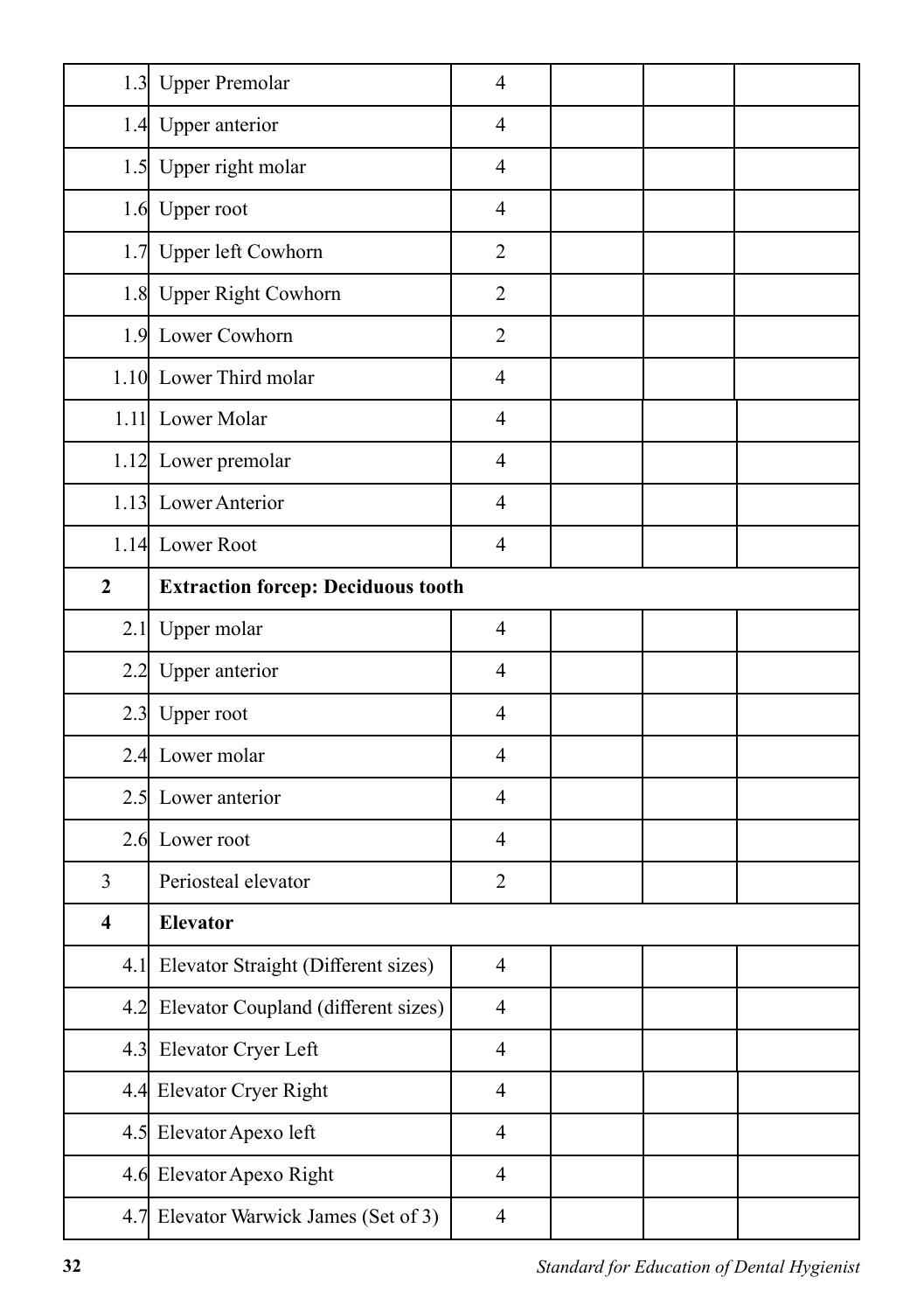| | | | | | |
|---|---|---|---|---|---|
| 1.3 | Upper Premolar | 4 | | | |
| 1.4 | Upper anterior | 4 | | | |
| 1.5 | Upper right molar | 4 | | | |
| 1.6 | Upper root | 4 | | | |
| 1.7 | Upper left Cowhorn | 2 | | | |
| 1.8 | Upper Right Cowhorn | 2 | | | |
| 1.9 | Lower Cowhorn | 2 | | | |
| 1.10 | Lower Third molar | 4 | | | |
| 1.11 | Lower Molar | 4 | | | |
| 1.12 | Lower premolar | 4 | | | |
| 1.13 | Lower Anterior | 4 | | | |
| 1.14 | Lower Root | 4 | | | |
| **2** | **Extraction forcep: Deciduous tooth** | | | | |
| 2.1 | Upper molar | 4 | | | |
| 2.2 | Upper anterior | 4 | | | |
| 2.3 | Upper root | 4 | | | |
| 2.4 | Lower molar | 4 | | | |
| 2.5 | Lower anterior | 4 | | | |
| 2.6 | Lower root | 4 | | | |
| 3 | Periosteal elevator | 2 | | | |
| **4** | **Elevator** | | | | |
| 4.1 | Elevator Straight (Different sizes) | 4 | | | |
| 4.2 | Elevator Coupland (different sizes) | 4 | | | |
| 4.3 | Elevator Cryer Left | 4 | | | |
| 4.4 | Elevator Cryer Right | 4 | | | |
| 4.5 | Elevator Apexo left | 4 | | | |
| 4.6 | Elevator Apexo Right | 4 | | | |
| 4.7 | Elevator Warwick James (Set of 3) | 4 | | | |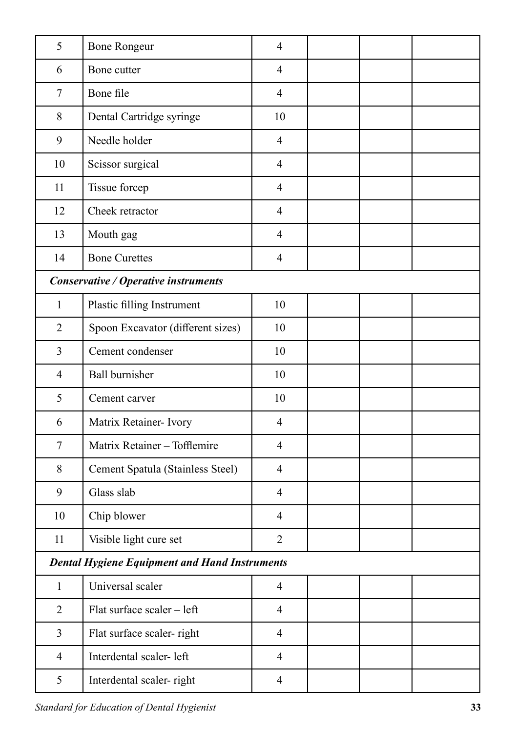| | | | | | |
|---|---|---|---|---|---|
| 5 | Bone Rongeur | 4 | | | |
| 6 | Bone cutter | 4 | | | |
| 7 | Bone file | 4 | | | |
| 8 | Dental Cartridge syringe | 10 | | | |
| 9 | Needle holder | 4 | | | |
| 10 | Scissor surgical | 4 | | | |
| 11 | Tissue forcep | 4 | | | |
| 12 | Cheek retractor | 4 | | | |
| 13 | Mouth gag | 4 | | | |
| 14 | Bone Curettes | 4 | | | |
| ***Conservative / Operative instruments*** | | | | | |
| 1 | Plastic filling Instrument | 10 | | | |
| 2 | Spoon Excavator (different sizes) | 10 | | | |
| 3 | Cement condenser | 10 | | | |
| 4 | Ball burnisher | 10 | | | |
| 5 | Cement carver | 10 | | | |
| 6 | Matrix Retainer- Ivory | 4 | | | |
| 7 | Matrix Retainer – Tofflemire | 4 | | | |
| 8 | Cement Spatula (Stainless Steel) | 4 | | | |
| 9 | Glass slab | 4 | | | |
| 10 | Chip blower | 4 | | | |
| 11 | Visible light cure set | 2 | | | |
| ***Dental Hygiene Equipment and Hand Instruments*** | | | | | |
| 1 | Universal scaler | 4 | | | |
| 2 | Flat surface scaler – left | 4 | | | |
| 3 | Flat surface scaler- right | 4 | | | |
| 4 | Interdental scaler- left | 4 | | | |
| 5 | Interdental scaler- right | 4 | | | |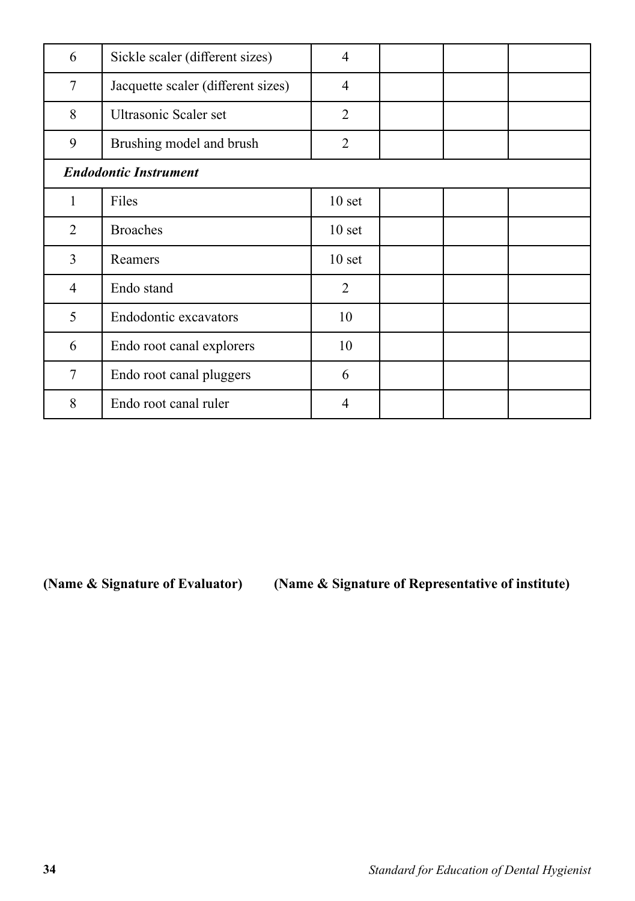| | | | | | |
|---|---|---|---|---|---|
| 6 | Sickle scaler (different sizes) | 4 | | | |
| 7 | Jacquette scaler (different sizes) | 4 | | | |
| 8 | Ultrasonic Scaler set | 2 | | | |
| 9 | Brushing model and brush | 2 | | | |
| ***Endodontic Instrument*** | | | | | |
| 1 | Files | 10 set | | | |
| 2 | Broaches | 10 set | | | |
| 3 | Reamers | 10 set | | | |
| 4 | Endo stand | 2 | | | |
| 5 | Endodontic excavators | 10 | | | |
| 6 | Endo root canal explorers | 10 | | | |
| 7 | Endo root canal pluggers | 6 | | | |
| 8 | Endo root canal ruler | 4 | | | |

**(Name & Signature of Evaluator)** **(Name & Signature of Representative of institute)**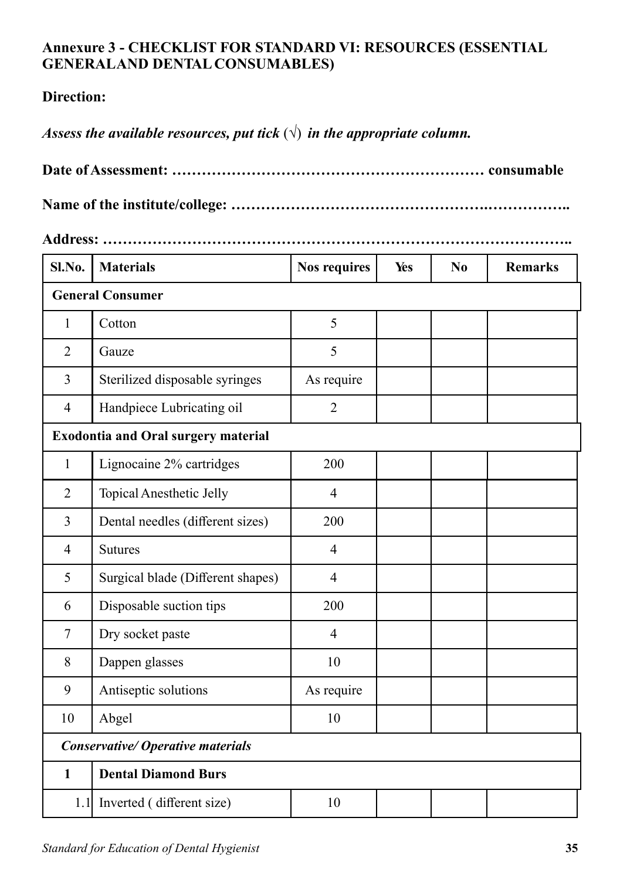**Annexure 3 - CHECKLIST FOR STANDARD VI: RESOURCES (ESSENTIAL GENERALAND DENTAL CONSUMABLES)**

**Direction:**

***Assess the available resources, put tick (√) in the appropriate column.***

**Date of Assessment: …………………………………………………… consumable**

**Name of the institute/college: ……………………………………….……………..**

**Address: ……………………………………………………………………………..**

| Sl.No. | Materials | Nos requires | Yes | No | Remarks |
|---|---|---|---|---|---|
| **General Consumer** | | | | | |
| 1 | Cotton | 5 | | | |
| 2 | Gauze | 5 | | | |
| 3 | Sterilized disposable syringes | As require | | | |
| 4 | Handpiece Lubricating oil | 2 | | | |
| **Exodontia and Oral surgery material** | | | | | |
| 1 | Lignocaine 2% cartridges | 200 | | | |
| 2 | Topical Anesthetic Jelly | 4 | | | |
| 3 | Dental needles (different sizes) | 200 | | | |
| 4 | Sutures | 4 | | | |
| 5 | Surgical blade (Different shapes) | 4 | | | |
| 6 | Disposable suction tips | 200 | | | |
| 7 | Dry socket paste | 4 | | | |
| 8 | Dappen glasses | 10 | | | |
| 9 | Antiseptic solutions | As require | | | |
| 10 | Abgel | 10 | | | |
| ***Conservative/ Operative materials*** | | | | | |
| **1** | **Dental Diamond Burs** | | | | |
| 1.1 | Inverted ( different size) | 10 | | | |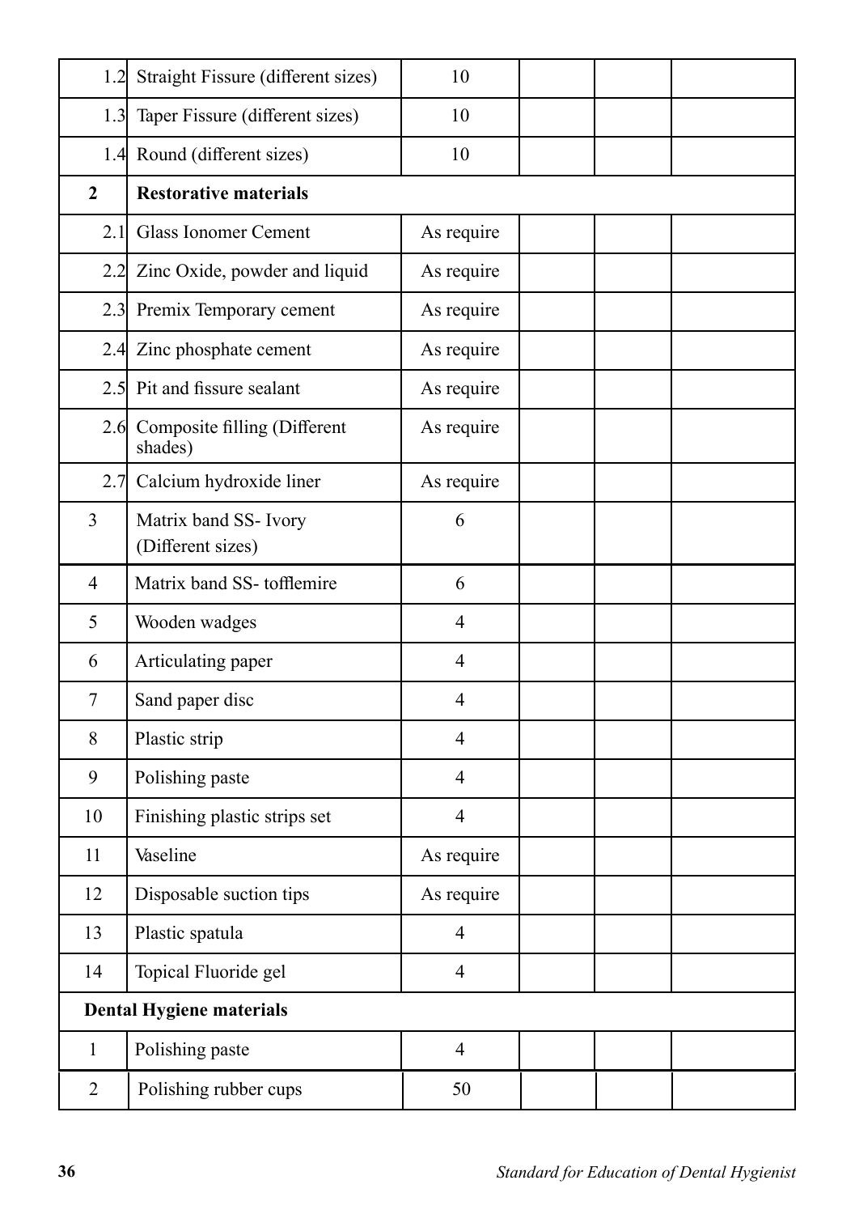| | | | | | |
|---|---|---|---|---|---|
| 1.2 | Straight Fissure (different sizes) | 10 | | | |
| 1.3 | Taper Fissure (different sizes) | 10 | | | |
| 1.4 | Round (different sizes) | 10 | | | |
| **2** | **Restorative materials** | | | | |
| 2.1 | Glass Ionomer Cement | As require | | | |
| 2.2 | Zinc Oxide, powder and liquid | As require | | | |
| 2.3 | Premix Temporary cement | As require | | | |
| 2.4 | Zinc phosphate cement | As require | | | |
| 2.5 | Pit and fissure sealant | As require | | | |
| 2.6 | Composite filling (Different shades) | As require | | | |
| 2.7 | Calcium hydroxide liner | As require | | | |
| 3 | Matrix band SS- Ivory (Different sizes) | 6 | | | |
| 4 | Matrix band SS- tofflemire | 6 | | | |
| 5 | Wooden wadges | 4 | | | |
| 6 | Articulating paper | 4 | | | |
| 7 | Sand paper disc | 4 | | | |
| 8 | Plastic strip | 4 | | | |
| 9 | Polishing paste | 4 | | | |
| 10 | Finishing plastic strips set | 4 | | | |
| 11 | Vaseline | As require | | | |
| 12 | Disposable suction tips | As require | | | |
| 13 | Plastic spatula | 4 | | | |
| 14 | Topical Fluoride gel | 4 | | | |
| **Dental Hygiene materials** | | | | | |
| 1 | Polishing paste | 4 | | | |
| 2 | Polishing rubber cups | 50 | | | |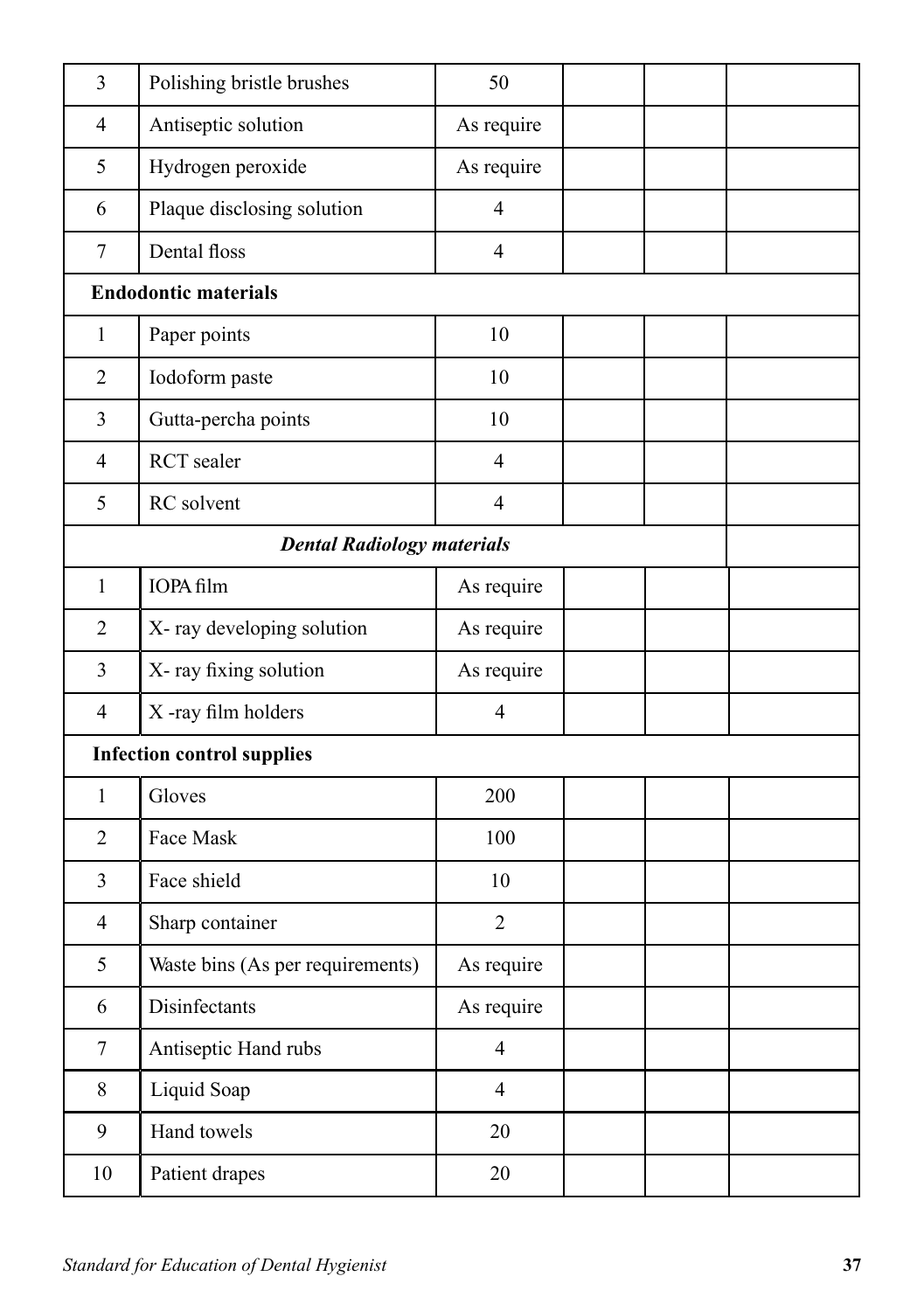| | | | | | |
|---|---|---|---|---|---|
| 3 | Polishing bristle brushes | 50 | | | |
| 4 | Antiseptic solution | As require | | | |
| 5 | Hydrogen peroxide | As require | | | |
| 6 | Plaque disclosing solution | 4 | | | |
| 7 | Dental floss | 4 | | | |
| **Endodontic materials** | | | | | |
| 1 | Paper points | 10 | | | |
| 2 | Iodoform paste | 10 | | | |
| 3 | Gutta-percha points | 10 | | | |
| 4 | RCT sealer | 4 | | | |
| 5 | RC solvent | 4 | | | |
| ***Dental Radiology materials*** | | | | | |
| 1 | IOPA film | As require | | | |
| 2 | X- ray developing solution | As require | | | |
| 3 | X- ray fixing solution | As require | | | |
| 4 | X -ray film holders | 4 | | | |
| **Infection control supplies** | | | | | |
| 1 | Gloves | 200 | | | |
| 2 | Face Mask | 100 | | | |
| 3 | Face shield | 10 | | | |
| 4 | Sharp container | 2 | | | |
| 5 | Waste bins (As per requirements) | As require | | | |
| 6 | Disinfectants | As require | | | |
| 7 | Antiseptic Hand rubs | 4 | | | |
| 8 | Liquid Soap | 4 | | | |
| 9 | Hand towels | 20 | | | |
| 10 | Patient drapes | 20 | | | |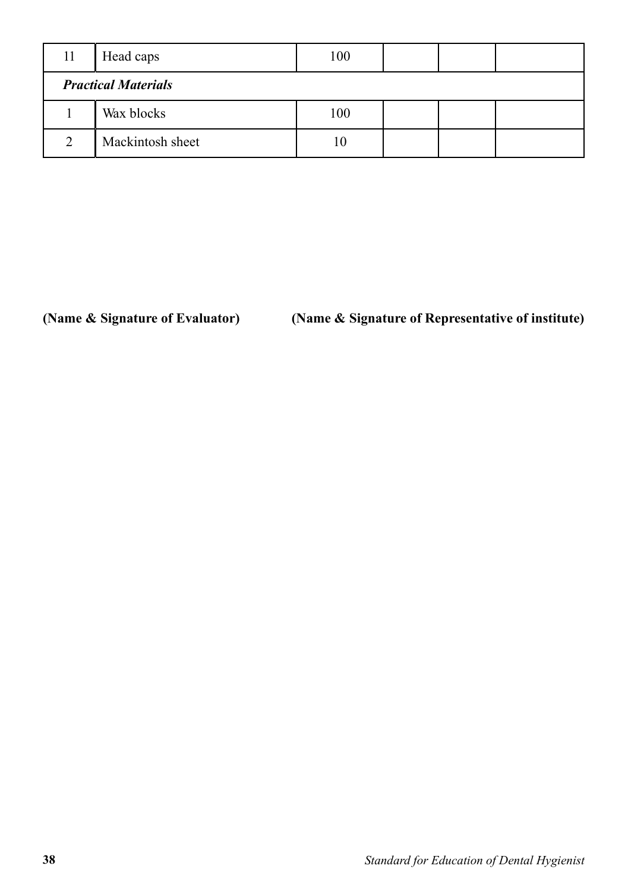| | | | | | |
|---|---|---|---|---|---|
| 11 | Head caps | 100 | | | |
| ***Practical Materials*** | | | | | |
| 1 | Wax blocks | 100 | | | |
| 2 | Mackintosh sheet | 10 | | | |

**(Name & Signature of Evaluator)** **(Name & Signature of Representative of institute)**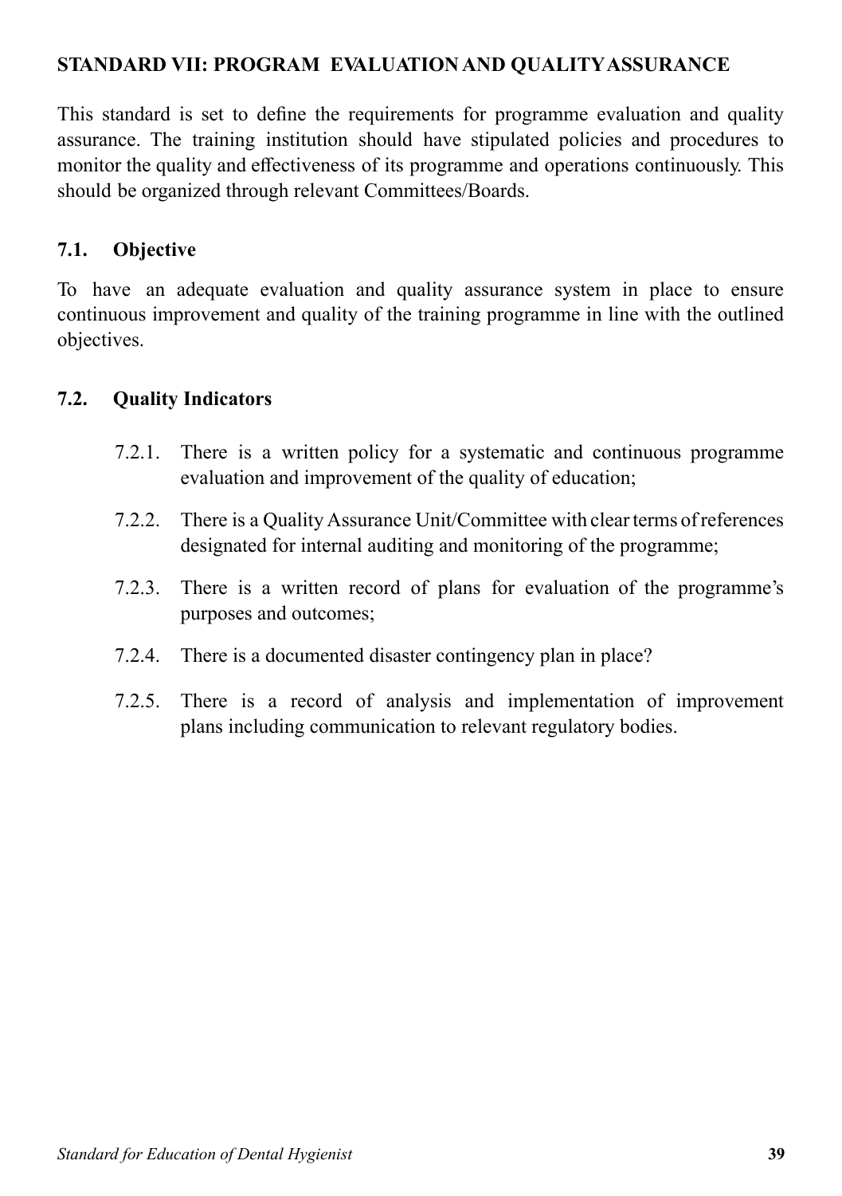## STANDARD VII: PROGRAM EVALUATION AND QUALITY ASSURANCE

This standard is set to define the requirements for programme evaluation and quality assurance. The training institution should have stipulated policies and procedures to monitor the quality and effectiveness of its programme and operations continuously. This should be organized through relevant Committees/Boards.

### 7.1. Objective

To have an adequate evaluation and quality assurance system in place to ensure continuous improvement and quality of the training programme in line with the outlined objectives.

### 7.2. Quality Indicators

7.2.1. There is a written policy for a systematic and continuous programme evaluation and improvement of the quality of education;

7.2.2. There is a Quality Assurance Unit/Committee with clear terms of references designated for internal auditing and monitoring of the programme;

7.2.3. There is a written record of plans for evaluation of the programme's purposes and outcomes;

7.2.4. There is a documented disaster contingency plan in place?

7.2.5. There is a record of analysis and implementation of improvement plans including communication to relevant regulatory bodies.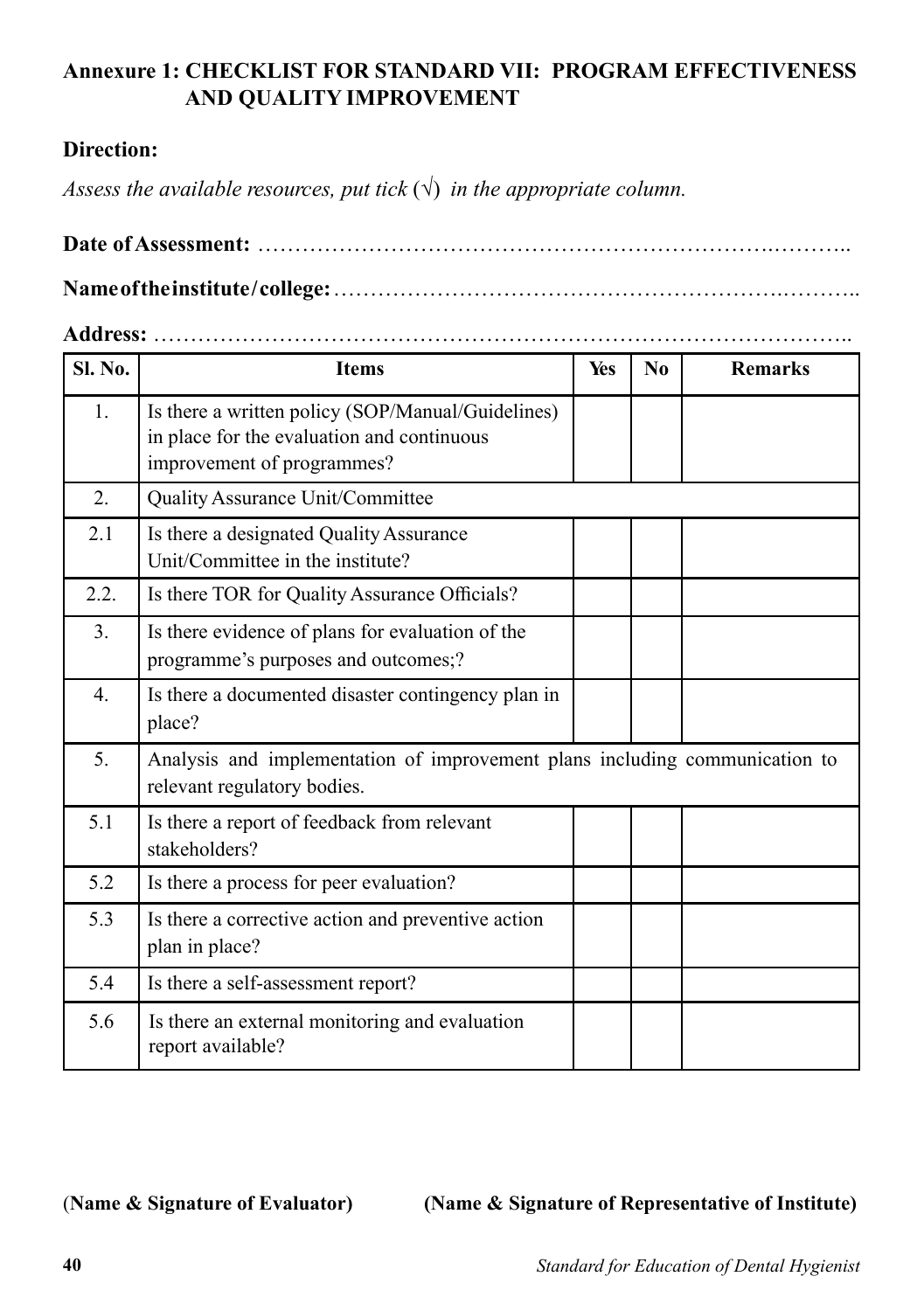## Annexure 1: CHECKLIST FOR STANDARD VII: PROGRAM EFFECTIVENESS AND QUALITY IMPROVEMENT

**Direction:**

*Assess the available resources, put tick* (√) *in the appropriate column.*

**Date of Assessment:** ……………………………………………………………….………..

**Name of the institute / college:** ……………………………………………………….………..

**Address:** ……………………………………………………………………………………..

| Sl. No. | Items | Yes | No | Remarks |
|---|---|---|---|---|
| 1. | Is there a written policy (SOP/Manual/Guidelines) in place for the evaluation and continuous improvement of programmes? | | | |
| 2. | Quality Assurance Unit/Committee | | | |
| 2.1 | Is there a designated Quality Assurance Unit/Committee in the institute? | | | |
| 2.2. | Is there TOR for Quality Assurance Officials? | | | |
| 3. | Is there evidence of plans for evaluation of the programme's purposes and outcomes;? | | | |
| 4. | Is there a documented disaster contingency plan in place? | | | |
| 5. | Analysis and implementation of improvement plans including communication to relevant regulatory bodies. | | | |
| 5.1 | Is there a report of feedback from relevant stakeholders? | | | |
| 5.2 | Is there a process for peer evaluation? | | | |
| 5.3 | Is there a corrective action and preventive action plan in place? | | | |
| 5.4 | Is there a self-assessment report? | | | |
| 5.6 | Is there an external monitoring and evaluation report available? | | | |

**(Name & Signature of Evaluator)** **(Name & Signature of Representative of Institute)**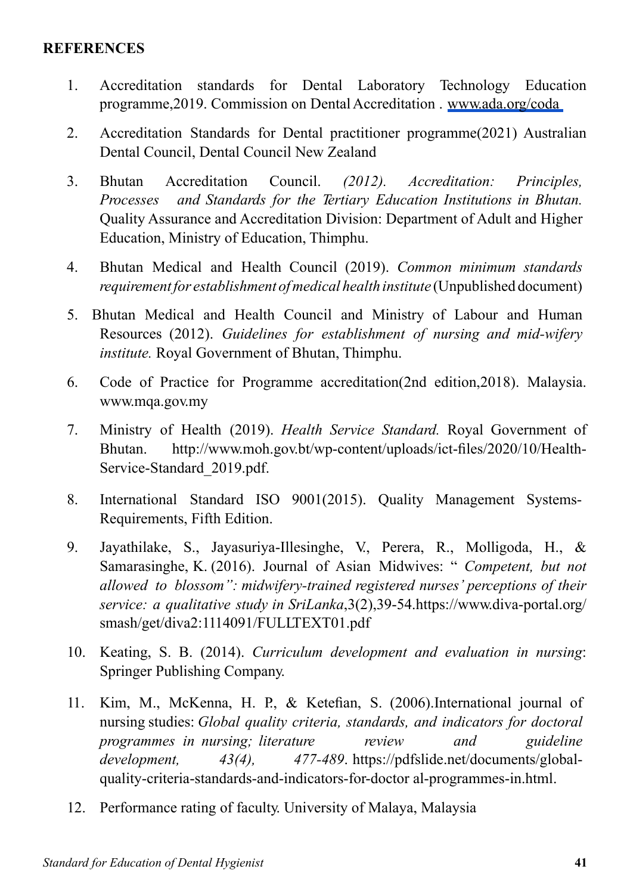**REFERENCES**

1. Accreditation standards for Dental Laboratory Technology Education programme,2019. Commission on Dental Accreditation . www.ada.org/coda
2. Accreditation Standards for Dental practitioner programme(2021) Australian Dental Council, Dental Council New Zealand
3. Bhutan Accreditation Council. *(2012). Accreditation: Principles, Processes and Standards for the Tertiary Education Institutions in Bhutan.* Quality Assurance and Accreditation Division: Department of Adult and Higher Education, Ministry of Education, Thimphu.
4. Bhutan Medical and Health Council (2019). *Common minimum standards requirement for establishment of medical health institute* (Unpublished document)
5. Bhutan Medical and Health Council and Ministry of Labour and Human Resources (2012). *Guidelines for establishment of nursing and mid-wifery institute.* Royal Government of Bhutan, Thimphu.
6. Code of Practice for Programme accreditation(2nd edition,2018). Malaysia. www.mqa.gov.my
7. Ministry of Health (2019). *Health Service Standard.* Royal Government of Bhutan. http://www.moh.gov.bt/wp-content/uploads/ict-files/2020/10/Health-Service-Standard_2019.pdf.
8. International Standard ISO 9001(2015). Quality Management Systems-Requirements, Fifth Edition.
9. Jayathilake, S., Jayasuriya-Illesinghe, V., Perera, R., Molligoda, H., & Samarasinghe, K. (2016). Journal of Asian Midwives: " *Competent, but not allowed to blossom": midwifery-trained registered nurses' perceptions of their service: a qualitative study in SriLanka*,3(2),39-54.https://www.diva-portal.org/smash/get/diva2:1114091/FULLTEXT01.pdf
10. Keating, S. B. (2014). *Curriculum development and evaluation in nursing*: Springer Publishing Company.
11. Kim, M., McKenna, H. P., & Ketefian, S. (2006).International journal of nursing studies: *Global quality criteria, standards, and indicators for doctoral programmes in nursing; literature review and guideline development, 43(4), 477-489*. https://pdfslide.net/documents/global-quality-criteria-standards-and-indicators-for-doctor al-programmes-in.html.
12. Performance rating of faculty. University of Malaya, Malaysia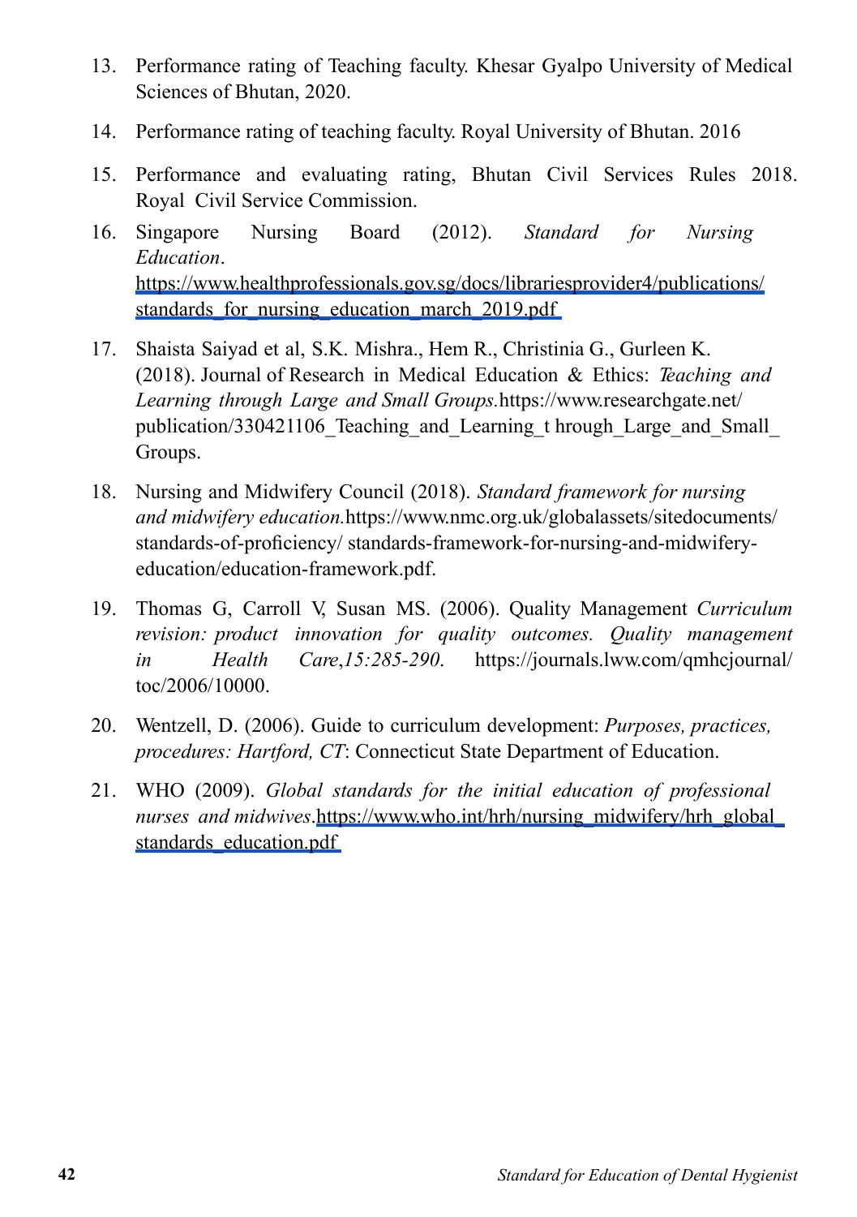13. Performance rating of Teaching faculty. Khesar Gyalpo University of Medical Sciences of Bhutan, 2020.

14. Performance rating of teaching faculty. Royal University of Bhutan. 2016

15. Performance and evaluating rating, Bhutan Civil Services Rules 2018. Royal Civil Service Commission.

16. Singapore Nursing Board (2012). *Standard for Nursing Education*. https://www.healthprofessionals.gov.sg/docs/librariesprovider4/publications/standards_for_nursing_education_march_2019.pdf

17. Shaista Saiyad et al, S.K. Mishra., Hem R., Christinia G., Gurleen K. (2018). Journal of Research in Medical Education & Ethics: *Teaching and Learning through Large and Small Groups.*https://www.researchgate.net/publication/330421106_Teaching_and_Learning_t hrough_Large_and_Small_Groups.

18. Nursing and Midwifery Council (2018). *Standard framework for nursing and midwifery education.*https://www.nmc.org.uk/globalassets/sitedocuments/standards-of-proficiency/ standards-framework-for-nursing-and-midwifery-education/education-framework.pdf.

19. Thomas G, Carroll V, Susan MS. (2006). Quality Management *Curriculum revision: product innovation for quality outcomes. Quality management in Health Care*,*15:285-290*. https://journals.lww.com/qmhcjournal/toc/2006/10000.

20. Wentzell, D. (2006). Guide to curriculum development: *Purposes, practices, procedures: Hartford, CT*: Connecticut State Department of Education.

21. WHO (2009). *Global standards for the initial education of professional nurses and midwives*.https://www.who.int/hrh/nursing_midwifery/hrh_global_standards_education.pdf